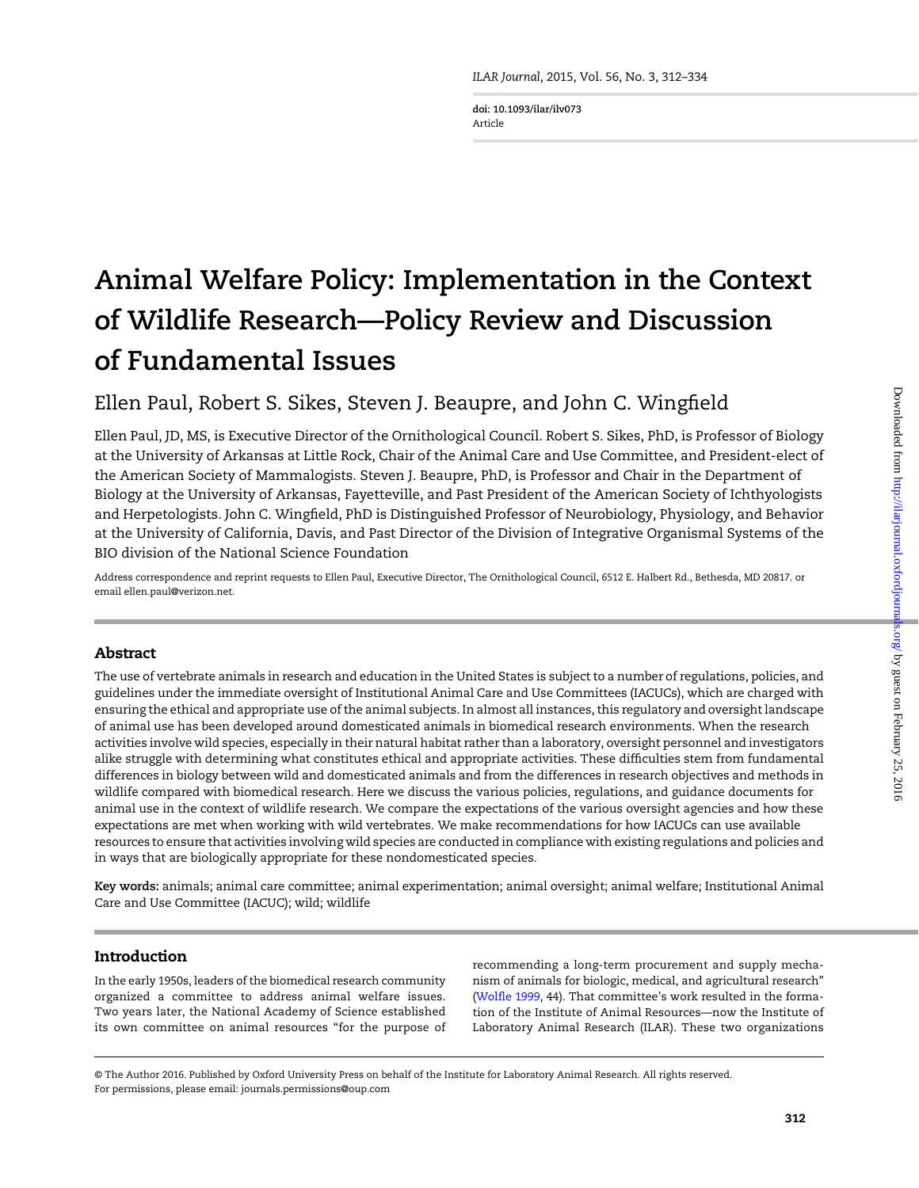doi: 10.1093/ilar/ilv073
Article

# Animal Welfare Policy: Implementation in the Context of Wildlife Research—Policy Review and Discussion of Fundamental Issues

Ellen Paul, Robert S. Sikes, Steven J. Beaupre, and John C. Wingfield

Ellen Paul, JD, MS, is Executive Director of the Ornithological Council. Robert S. Sikes, PhD, is Professor of Biology at the University of Arkansas at Little Rock, Chair of the Animal Care and Use Committee, and President-elect of the American Society of Mammalogists. Steven J. Beaupre, PhD, is Professor and Chair in the Department of Biology at the University of Arkansas, Fayetteville, and Past President of the American Society of Ichthyologists and Herpetologists. John C. Wingfield, PhD is Distinguished Professor of Neurobiology, Physiology, and Behavior at the University of California, Davis, and Past Director of the Division of Integrative Organismal Systems of the BIO division of the National Science Foundation

Address correspondence and reprint requests to Ellen Paul, Executive Director, The Ornithological Council, 6512 E. Halbert Rd., Bethesda, MD 20817. or email ellen.paul@verizon.net.

## Abstract

The use of vertebrate animals in research and education in the United States is subject to a number of regulations, policies, and guidelines under the immediate oversight of Institutional Animal Care and Use Committees (IACUCs), which are charged with ensuring the ethical and appropriate use of the animal subjects. In almost all instances, this regulatory and oversight landscape of animal use has been developed around domesticated animals in biomedical research environments. When the research activities involve wild species, especially in their natural habitat rather than a laboratory, oversight personnel and investigators alike struggle with determining what constitutes ethical and appropriate activities. These difficulties stem from fundamental differences in biology between wild and domesticated animals and from the differences in research objectives and methods in wildlife compared with biomedical research. Here we discuss the various policies, regulations, and guidance documents for animal use in the context of wildlife research. We compare the expectations of the various oversight agencies and how these expectations are met when working with wild vertebrates. We make recommendations for how IACUCs can use available resources to ensure that activities involving wild species are conducted in compliance with existing regulations and policies and in ways that are biologically appropriate for these nondomesticated species.

**Key words:** animals; animal care committee; animal experimentation; animal oversight; animal welfare; Institutional Animal Care and Use Committee (IACUC); wild; wildlife

## Introduction

In the early 1950s, leaders of the biomedical research community organized a committee to address animal welfare issues. Two years later, the National Academy of Science established its own committee on animal resources "for the purpose of recommending a long-term procurement and supply mechanism of animals for biologic, medical, and agricultural research" (Wolfle 1999, 44). That committee's work resulted in the formation of the Institute of Animal Resources—now the Institute of Laboratory Animal Research (ILAR). These two organizations

© The Author 2016. Published by Oxford University Press on behalf of the Institute for Laboratory Animal Research. All rights reserved. For permissions, please email: journals.permissions@oup.com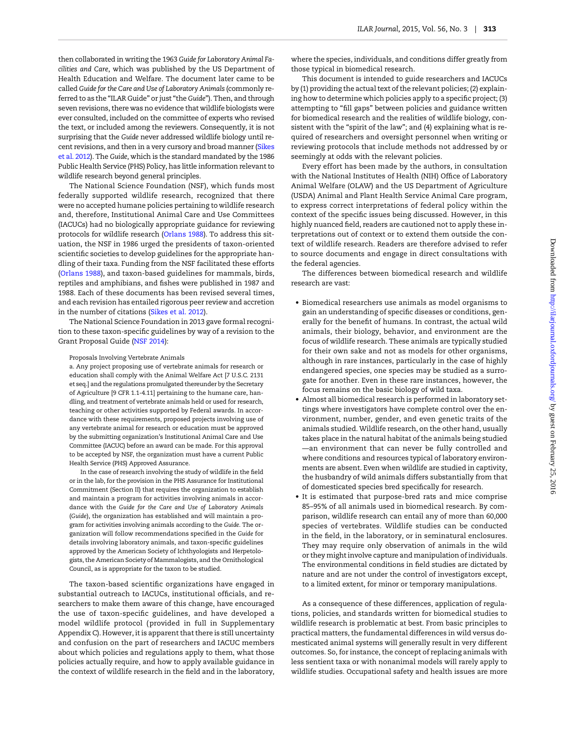then collaborated in writing the 1963 *Guide for Laboratory Animal Facilities and Care*, which was published by the US Department of Health Education and Welfare. The document later came to be called *Guide for the Care and Use of Laboratory Animals* (commonly referred to as the "ILAR Guide" or just "the *Guide*"). Then, and through seven revisions, there was no evidence that wildlife biologists were ever consulted, included on the committee of experts who revised the text, or included among the reviewers. Consequently, it is not surprising that the *Guide* never addressed wildlife biology until recent revisions, and then in a very cursory and broad manner (Sikes et al. 2012). The *Guide*, which is the standard mandated by the 1986 Public Health Service (PHS) Policy, has little information relevant to wildlife research beyond general principles.

The National Science Foundation (NSF), which funds most federally supported wildlife research, recognized that there were no accepted humane policies pertaining to wildlife research and, therefore, Institutional Animal Care and Use Committees (IACUCs) had no biologically appropriate guidance for reviewing protocols for wildlife research (Orlans 1988). To address this situation, the NSF in 1986 urged the presidents of taxon-oriented scientific societies to develop guidelines for the appropriate handling of their taxa. Funding from the NSF facilitated these efforts (Orlans 1988), and taxon-based guidelines for mammals, birds, reptiles and amphibians, and fishes were published in 1987 and 1988. Each of these documents has been revised several times, and each revision has entailed rigorous peer review and accretion in the number of citations (Sikes et al. 2012).

The National Science Foundation in 2013 gave formal recognition to these taxon-specific guidelines by way of a revision to the Grant Proposal Guide (NSF 2014):

> Proposals Involving Vertebrate Animals
>
> a. Any project proposing use of vertebrate animals for research or education shall comply with the Animal Welfare Act [7 U.S.C. 2131 et seq.] and the regulations promulgated thereunder by the Secretary of Agriculture [9 CFR 1.1-4.11] pertaining to the humane care, handling, and treatment of vertebrate animals held or used for research, teaching or other activities supported by Federal awards. In accordance with these requirements, proposed projects involving use of any vertebrate animal for research or education must be approved by the submitting organization's Institutional Animal Care and Use Committee (IACUC) before an award can be made. For this approval to be accepted by NSF, the organization must have a current Public Health Service (PHS) Approved Assurance.
>
> In the case of research involving the study of wildlife in the field or in the lab, for the provision in the PHS Assurance for Institutional Commitment (Section II) that requires the organization to establish and maintain a program for activities involving animals in accordance with the *Guide for the Care and Use of Laboratory Animals* (*Guide*), the organization has established and will maintain a program for activities involving animals according to the *Guide*. The organization will follow recommendations specified in the *Guide* for details involving laboratory animals, and taxon-specific guidelines approved by the American Society of Ichthyologists and Herpetologists, the American Society of Mammalogists, and the Ornithological Council, as is appropriate for the taxon to be studied.

The taxon-based scientific organizations have engaged in substantial outreach to IACUCs, institutional officials, and researchers to make them aware of this change, have encouraged the use of taxon-specific guidelines, and have developed a model wildlife protocol (provided in full in Supplementary Appendix C). However, it is apparent that there is still uncertainty and confusion on the part of researchers and IACUC members about which policies and regulations apply to them, what those policies actually require, and how to apply available guidance in the context of wildlife research in the field and in the laboratory, where the species, individuals, and conditions differ greatly from those typical in biomedical research.

This document is intended to guide researchers and IACUCs by (1) providing the actual text of the relevant policies; (2) explaining how to determine which policies apply to a specific project; (3) attempting to "fill gaps" between policies and guidance written for biomedical research and the realities of wildlife biology, consistent with the "spirit of the law"; and (4) explaining what is required of researchers and oversight personnel when writing or reviewing protocols that include methods not addressed by or seemingly at odds with the relevant policies.

Every effort has been made by the authors, in consultation with the National Institutes of Health (NIH) Office of Laboratory Animal Welfare (OLAW) and the US Department of Agriculture (USDA) Animal and Plant Health Inspection Service Animal Care program, to express correct interpretations of federal policy within the context of the specific issues being discussed. However, in this highly nuanced field, readers are cautioned not to apply these interpretations out of context or to extend them outside the context of wildlife research. Readers are therefore advised to refer to source documents and engage in direct consultations with the federal agencies.

The differences between biomedical research and wildlife research are vast:

- Biomedical researchers use animals as model organisms to gain an understanding of specific diseases or conditions, generally for the benefit of humans. In contrast, the actual wild animals, their biology, behavior, and environment are the focus of wildlife research. These animals are typically studied for their own sake and not as models for other organisms, although in rare instances, particularly in the case of highly endangered species, one species may be studied as a surrogate for another. Even in these rare instances, however, the focus remains on the basic biology of wild taxa.
- Almost all biomedical research is performed in laboratory settings where investigators have complete control over the environment, number, gender, and even genetic traits of the animals studied. Wildlife research, on the other hand, usually takes place in the natural habitat of the animals being studied —an environment that can never be fully controlled and where conditions and resources typical of laboratory environments are absent. Even when wildlife are studied in captivity, the husbandry of wild animals differs substantially from that of domesticated species bred specifically for research.
- It is estimated that purpose-bred rats and mice comprise 85–95% of all animals used in biomedical research. By comparison, wildlife research can entail any of more than 60,000 species of vertebrates. Wildlife studies can be conducted in the field, in the laboratory, or in seminatural enclosures. They may require only observation of animals in the wild or they might involve capture and manipulation of individuals. The environmental conditions in field studies are dictated by nature and are not under the control of investigators except, to a limited extent, for minor or temporary manipulations.

As a consequence of these differences, application of regulations, policies, and standards written for biomedical studies to wildlife research is problematic at best. From basic principles to practical matters, the fundamental differences in wild versus domesticated animal systems will generally result in very different outcomes. So, for instance, the concept of replacing animals with less sentient taxa or with nonanimal models will rarely apply to wildlife studies. Occupational safety and health issues are more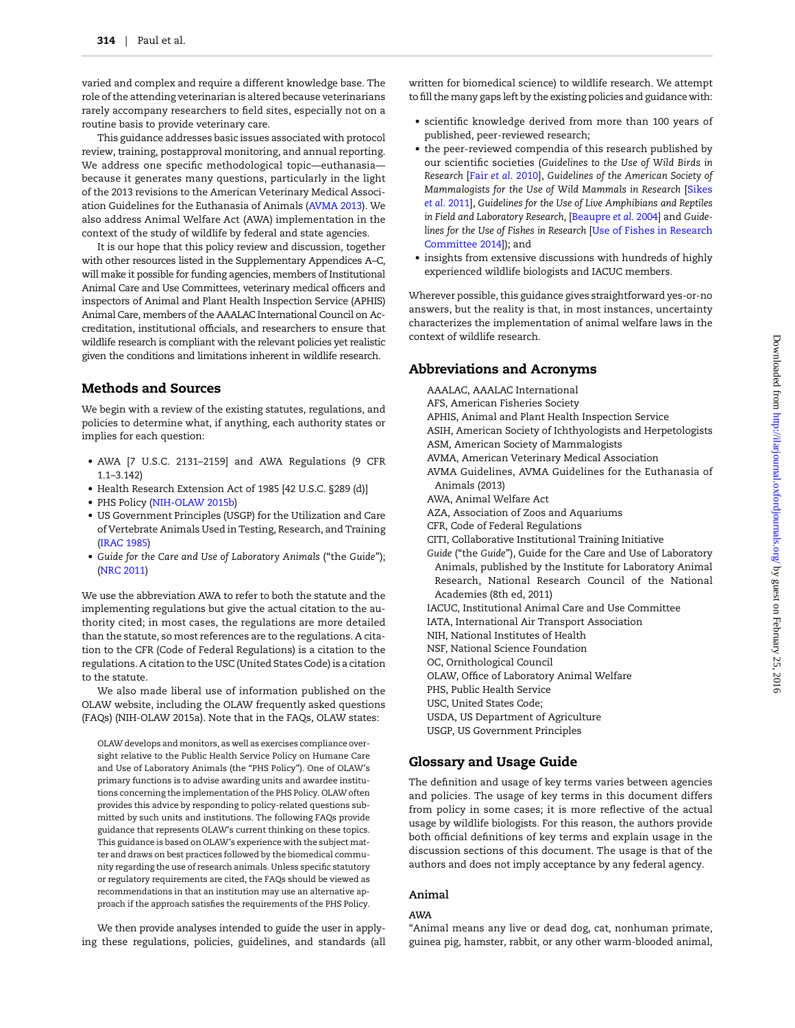varied and complex and require a different knowledge base. The role of the attending veterinarian is altered because veterinarians rarely accompany researchers to field sites, especially not on a routine basis to provide veterinary care.

This guidance addresses basic issues associated with protocol review, training, postapproval monitoring, and annual reporting. We address one specific methodological topic—euthanasia—because it generates many questions, particularly in the light of the 2013 revisions to the American Veterinary Medical Association Guidelines for the Euthanasia of Animals (AVMA 2013). We also address Animal Welfare Act (AWA) implementation in the context of the study of wildlife by federal and state agencies.

It is our hope that this policy review and discussion, together with other resources listed in the Supplementary Appendices A–C, will make it possible for funding agencies, members of Institutional Animal Care and Use Committees, veterinary medical officers and inspectors of Animal and Plant Health Inspection Service (APHIS) Animal Care, members of the AAALAC International Council on Accreditation, institutional officials, and researchers to ensure that wildlife research is compliant with the relevant policies yet realistic given the conditions and limitations inherent in wildlife research.

## Methods and Sources

We begin with a review of the existing statutes, regulations, and policies to determine what, if anything, each authority states or implies for each question:

- AWA [7 U.S.C. 2131–2159] and AWA Regulations (9 CFR 1.1–3.142)
- Health Research Extension Act of 1985 [42 U.S.C. §289 (d)]
- PHS Policy (NIH-OLAW 2015b)
- US Government Principles (USGP) for the Utilization and Care of Vertebrate Animals Used in Testing, Research, and Training (IRAC 1985)
- *Guide for the Care and Use of Laboratory Animals* ("the *Guide*"); (NRC 2011)

We use the abbreviation AWA to refer to both the statute and the implementing regulations but give the actual citation to the authority cited; in most cases, the regulations are more detailed than the statute, so most references are to the regulations. A citation to the CFR (Code of Federal Regulations) is a citation to the regulations. A citation to the USC (United States Code) is a citation to the statute.

We also made liberal use of information published on the OLAW website, including the OLAW frequently asked questions (FAQs) (NIH-OLAW 2015a). Note that in the FAQs, OLAW states:

> OLAW develops and monitors, as well as exercises compliance oversight relative to the Public Health Service Policy on Humane Care and Use of Laboratory Animals (the "PHS Policy"). One of OLAW's primary functions is to advise awarding units and awardee institutions concerning the implementation of the PHS Policy. OLAW often provides this advice by responding to policy-related questions submitted by such units and institutions. The following FAQs provide guidance that represents OLAW's current thinking on these topics. This guidance is based on OLAW's experience with the subject matter and draws on best practices followed by the biomedical community regarding the use of research animals. Unless specific statutory or regulatory requirements are cited, the FAQs should be viewed as recommendations in that an institution may use an alternative approach if the approach satisfies the requirements of the PHS Policy.

We then provide analyses intended to guide the user in applying these regulations, policies, guidelines, and standards (all written for biomedical science) to wildlife research. We attempt to fill the many gaps left by the existing policies and guidance with:

- scientific knowledge derived from more than 100 years of published, peer-reviewed research;
- the peer-reviewed compendia of this research published by our scientific societies (*Guidelines to the Use of Wild Birds in Research* [Fair *et al.* 2010], *Guidelines of the American Society of Mammalogists for the Use of Wild Mammals in Research* [Sikes *et al.* 2011], *Guidelines for the Use of Live Amphibians and Reptiles in Field and Laboratory Research*, [Beaupre *et al.* 2004] and *Guidelines for the Use of Fishes in Research* [Use of Fishes in Research Committee 2014]); and
- insights from extensive discussions with hundreds of highly experienced wildlife biologists and IACUC members.

Wherever possible, this guidance gives straightforward yes-or-no answers, but the reality is that, in most instances, uncertainty characterizes the implementation of animal welfare laws in the context of wildlife research.

## Abbreviations and Acronyms

AAALAC, AAALAC International
AFS, American Fisheries Society
APHIS, Animal and Plant Health Inspection Service
ASIH, American Society of Ichthyologists and Herpetologists
ASM, American Society of Mammalogists
AVMA, American Veterinary Medical Association
AVMA Guidelines, AVMA Guidelines for the Euthanasia of Animals (2013)
AWA, Animal Welfare Act
AZA, Association of Zoos and Aquariums
CFR, Code of Federal Regulations
CITI, Collaborative Institutional Training Initiative
*Guide* ("the *Guide*"), Guide for the Care and Use of Laboratory Animals, published by the Institute for Laboratory Animal Research, National Research Council of the National Academies (8th ed, 2011)
IACUC, Institutional Animal Care and Use Committee
IATA, International Air Transport Association
NIH, National Institutes of Health
NSF, National Science Foundation
OC, Ornithological Council
OLAW, Office of Laboratory Animal Welfare
PHS, Public Health Service
USC, United States Code;
USDA, US Department of Agriculture
USGP, US Government Principles

## Glossary and Usage Guide

The definition and usage of key terms varies between agencies and policies. The usage of key terms in this document differs from policy in some cases; it is more reflective of the actual usage by wildlife biologists. For this reason, the authors provide both official definitions of key terms and explain usage in the discussion sections of this document. The usage is that of the authors and does not imply acceptance by any federal agency.

### Animal

#### AWA

"Animal means any live or dead dog, cat, nonhuman primate, guinea pig, hamster, rabbit, or any other warm-blooded animal,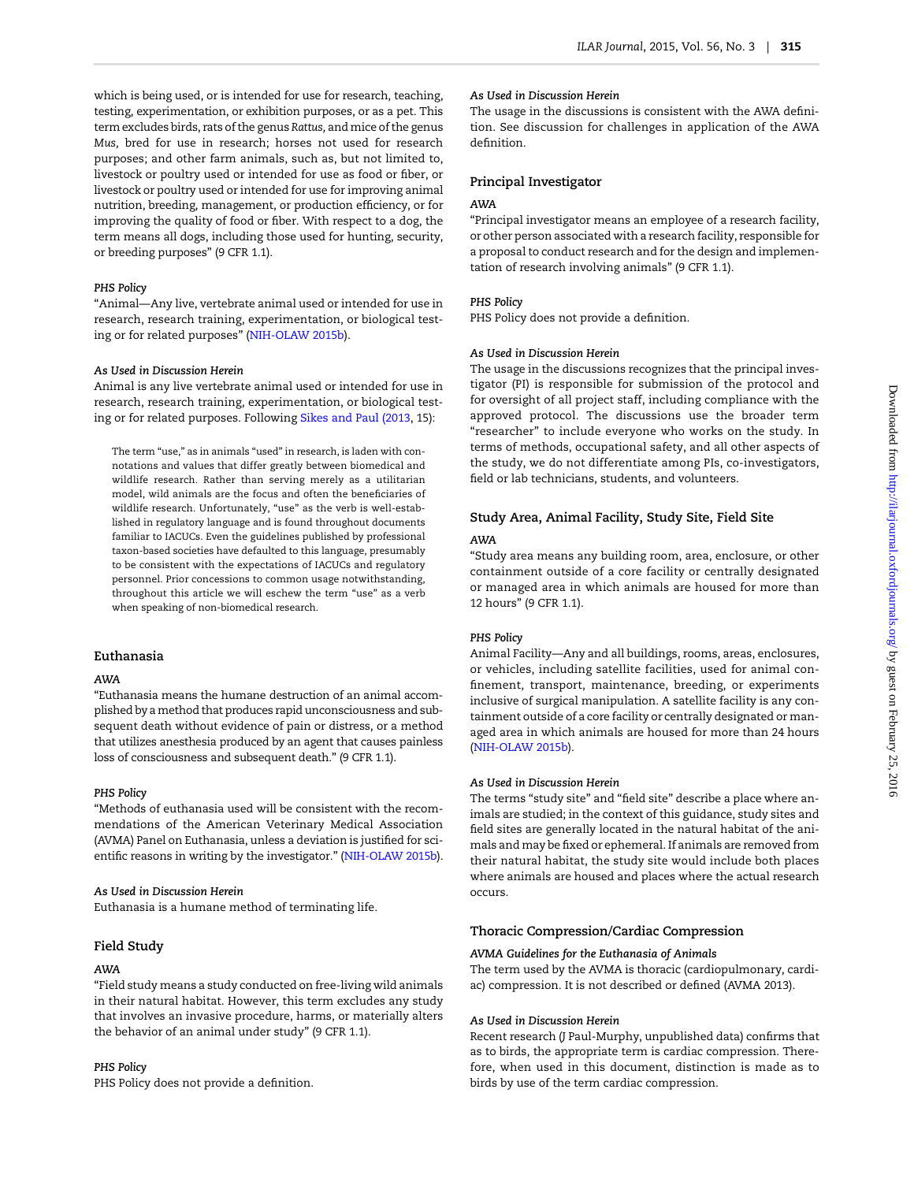which is being used, or is intended for use for research, teaching, testing, experimentation, or exhibition purposes, or as a pet. This term excludes birds, rats of the genus *Rattus,* and mice of the genus *Mus,* bred for use in research; horses not used for research purposes; and other farm animals, such as, but not limited to, livestock or poultry used or intended for use as food or fiber, or livestock or poultry used or intended for use for improving animal nutrition, breeding, management, or production efficiency, or for improving the quality of food or fiber. With respect to a dog, the term means all dogs, including those used for hunting, security, or breeding purposes" (9 CFR 1.1).

#### *PHS Policy*

"Animal—Any live, vertebrate animal used or intended for use in research, research training, experimentation, or biological testing or for related purposes" (NIH-OLAW 2015b).

#### *As Used in Discussion Herein*

Animal is any live vertebrate animal used or intended for use in research, research training, experimentation, or biological testing or for related purposes. Following Sikes and Paul (2013, 15):

> The term "use," as in animals "used" in research, is laden with connotations and values that differ greatly between biomedical and wildlife research. Rather than serving merely as a utilitarian model, wild animals are the focus and often the beneficiaries of wildlife research. Unfortunately, "use" as the verb is well-established in regulatory language and is found throughout documents familiar to IACUCs. Even the guidelines published by professional taxon-based societies have defaulted to this language, presumably to be consistent with the expectations of IACUCs and regulatory personnel. Prior concessions to common usage notwithstanding, throughout this article we will eschew the term "use" as a verb when speaking of non-biomedical research.

### Euthanasia

#### *AWA*

"Euthanasia means the humane destruction of an animal accomplished by a method that produces rapid unconsciousness and subsequent death without evidence of pain or distress, or a method that utilizes anesthesia produced by an agent that causes painless loss of consciousness and subsequent death." (9 CFR 1.1).

#### *PHS Policy*

"Methods of euthanasia used will be consistent with the recommendations of the American Veterinary Medical Association (AVMA) Panel on Euthanasia, unless a deviation is justified for scientific reasons in writing by the investigator." (NIH-OLAW 2015b).

#### *As Used in Discussion Herein*

Euthanasia is a humane method of terminating life.

### Field Study

#### *AWA*

"Field study means a study conducted on free-living wild animals in their natural habitat. However, this term excludes any study that involves an invasive procedure, harms, or materially alters the behavior of an animal under study" (9 CFR 1.1).

#### *PHS Policy*

PHS Policy does not provide a definition.

#### *As Used in Discussion Herein*

The usage in the discussions is consistent with the AWA definition. See discussion for challenges in application of the AWA definition.

### Principal Investigator

#### *AWA*

"Principal investigator means an employee of a research facility, or other person associated with a research facility, responsible for a proposal to conduct research and for the design and implementation of research involving animals" (9 CFR 1.1).

#### *PHS Policy*

PHS Policy does not provide a definition.

#### *As Used in Discussion Herein*

The usage in the discussions recognizes that the principal investigator (PI) is responsible for submission of the protocol and for oversight of all project staff, including compliance with the approved protocol. The discussions use the broader term "researcher" to include everyone who works on the study. In terms of methods, occupational safety, and all other aspects of the study, we do not differentiate among PIs, co-investigators, field or lab technicians, students, and volunteers.

### Study Area, Animal Facility, Study Site, Field Site

#### *AWA*

"Study area means any building room, area, enclosure, or other containment outside of a core facility or centrally designated or managed area in which animals are housed for more than 12 hours" (9 CFR 1.1).

#### *PHS Policy*

Animal Facility—Any and all buildings, rooms, areas, enclosures, or vehicles, including satellite facilities, used for animal confinement, transport, maintenance, breeding, or experiments inclusive of surgical manipulation. A satellite facility is any containment outside of a core facility or centrally designated or managed area in which animals are housed for more than 24 hours (NIH-OLAW 2015b).

#### *As Used in Discussion Herein*

The terms "study site" and "field site" describe a place where animals are studied; in the context of this guidance, study sites and field sites are generally located in the natural habitat of the animals and may be fixed or ephemeral. If animals are removed from their natural habitat, the study site would include both places where animals are housed and places where the actual research occurs.

### Thoracic Compression/Cardiac Compression

#### *AVMA Guidelines for the Euthanasia of Animals*

The term used by the AVMA is thoracic (cardiopulmonary, cardiac) compression. It is not described or defined (AVMA 2013).

#### *As Used in Discussion Herein*

Recent research (J Paul-Murphy, unpublished data) confirms that as to birds, the appropriate term is cardiac compression. Therefore, when used in this document, distinction is made as to birds by use of the term cardiac compression.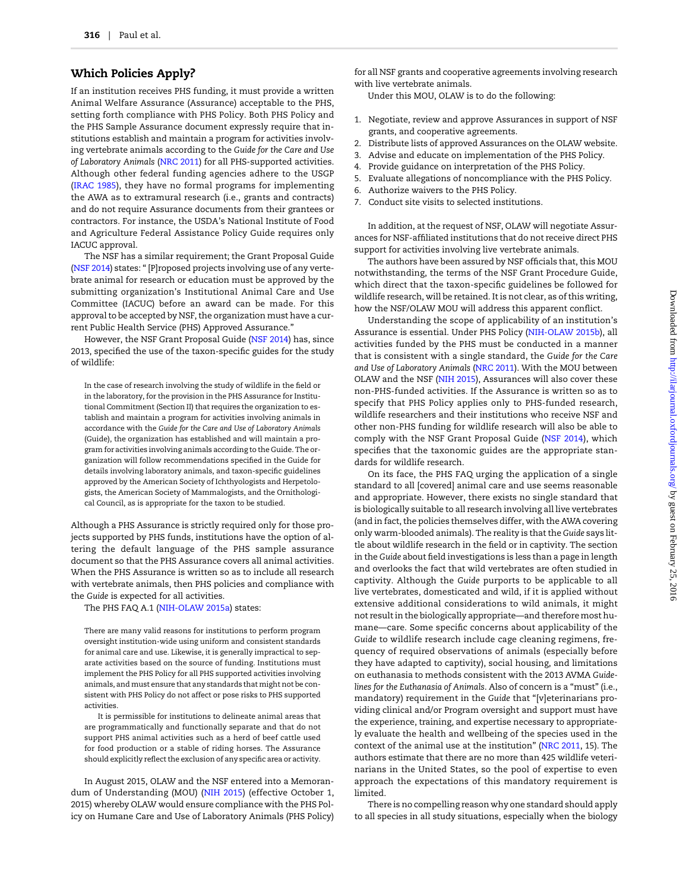## Which Policies Apply?

If an institution receives PHS funding, it must provide a written Animal Welfare Assurance (Assurance) acceptable to the PHS, setting forth compliance with PHS Policy. Both PHS Policy and the PHS Sample Assurance document expressly require that institutions establish and maintain a program for activities involving vertebrate animals according to the *Guide for the Care and Use of Laboratory Animals* (NRC 2011) for all PHS-supported activities. Although other federal funding agencies adhere to the USGP (IRAC 1985), they have no formal programs for implementing the AWA as to extramural research (i.e., grants and contracts) and do not require Assurance documents from their grantees or contractors. For instance, the USDA's National Institute of Food and Agriculture Federal Assistance Policy Guide requires only IACUC approval.

The NSF has a similar requirement; the Grant Proposal Guide (NSF 2014) states: " [P]roposed projects involving use of any vertebrate animal for research or education must be approved by the submitting organization's Institutional Animal Care and Use Committee (IACUC) before an award can be made. For this approval to be accepted by NSF, the organization must have a current Public Health Service (PHS) Approved Assurance."

However, the NSF Grant Proposal Guide (NSF 2014) has, since 2013, specified the use of the taxon-specific guides for the study of wildlife:

> In the case of research involving the study of wildlife in the field or in the laboratory, for the provision in the PHS Assurance for Institutional Commitment (Section II) that requires the organization to establish and maintain a program for activities involving animals in accordance with the *Guide for the Care and Use of Laboratory Animals* (Guide), the organization has established and will maintain a program for activities involving animals according to the Guide. The organization will follow recommendations specified in the Guide for details involving laboratory animals, and taxon-specific guidelines approved by the American Society of Ichthyologists and Herpetologists, the American Society of Mammalogists, and the Ornithological Council, as is appropriate for the taxon to be studied.

Although a PHS Assurance is strictly required only for those projects supported by PHS funds, institutions have the option of altering the default language of the PHS sample assurance document so that the PHS Assurance covers all animal activities. When the PHS Assurance is written so as to include all research with vertebrate animals, then PHS policies and compliance with the *Guide* is expected for all activities.

The PHS FAQ A.1 (NIH-OLAW 2015a) states:

> There are many valid reasons for institutions to perform program oversight institution-wide using uniform and consistent standards for animal care and use. Likewise, it is generally impractical to separate activities based on the source of funding. Institutions must implement the PHS Policy for all PHS supported activities involving animals, and must ensure that any standards that might not be consistent with PHS Policy do not affect or pose risks to PHS supported activities.
>
> It is permissible for institutions to delineate animal areas that are programmatically and functionally separate and that do not support PHS animal activities such as a herd of beef cattle used for food production or a stable of riding horses. The Assurance should explicitly reflect the exclusion of any specific area or activity.

In August 2015, OLAW and the NSF entered into a Memorandum of Understanding (MOU) (NIH 2015) (effective October 1, 2015) whereby OLAW would ensure compliance with the PHS Policy on Humane Care and Use of Laboratory Animals (PHS Policy) for all NSF grants and cooperative agreements involving research with live vertebrate animals.

Under this MOU, OLAW is to do the following:

1. Negotiate, review and approve Assurances in support of NSF grants, and cooperative agreements.
2. Distribute lists of approved Assurances on the OLAW website.
3. Advise and educate on implementation of the PHS Policy.
4. Provide guidance on interpretation of the PHS Policy.
5. Evaluate allegations of noncompliance with the PHS Policy.
6. Authorize waivers to the PHS Policy.
7. Conduct site visits to selected institutions.

In addition, at the request of NSF, OLAW will negotiate Assurances for NSF-affiliated institutions that do not receive direct PHS support for activities involving live vertebrate animals.

The authors have been assured by NSF officials that, this MOU notwithstanding, the terms of the NSF Grant Procedure Guide, which direct that the taxon-specific guidelines be followed for wildlife research, will be retained. It is not clear, as of this writing, how the NSF/OLAW MOU will address this apparent conflict.

Understanding the scope of applicability of an institution's Assurance is essential. Under PHS Policy (NIH-OLAW 2015b), all activities funded by the PHS must be conducted in a manner that is consistent with a single standard, the *Guide for the Care and Use of Laboratory Animals* (NRC 2011). With the MOU between OLAW and the NSF (NIH 2015), Assurances will also cover these non-PHS-funded activities. If the Assurance is written so as to specify that PHS Policy applies only to PHS-funded research, wildlife researchers and their institutions who receive NSF and other non-PHS funding for wildlife research will also be able to comply with the NSF Grant Proposal Guide (NSF 2014), which specifies that the taxonomic guides are the appropriate standards for wildlife research.

On its face, the PHS FAQ urging the application of a single standard to all [covered] animal care and use seems reasonable and appropriate. However, there exists no single standard that is biologically suitable to all research involving all live vertebrates (and in fact, the policies themselves differ, with the AWA covering only warm-blooded animals). The reality is that the *Guide* says little about wildlife research in the field or in captivity. The section in the *Guide* about field investigations is less than a page in length and overlooks the fact that wild vertebrates are often studied in captivity. Although the *Guide* purports to be applicable to all live vertebrates, domesticated and wild, if it is applied without extensive additional considerations to wild animals, it might not result in the biologically appropriate—and therefore most humane—care. Some specific concerns about applicability of the *Guide* to wildlife research include cage cleaning regimens, frequency of required observations of animals (especially before they have adapted to captivity), social housing, and limitations on euthanasia to methods consistent with the 2013 AVMA *Guidelines for the Euthanasia of Animals*. Also of concern is a "must" (i.e., mandatory) requirement in the *Guide* that "[v]eterinarians providing clinical and/or Program oversight and support must have the experience, training, and expertise necessary to appropriately evaluate the health and wellbeing of the species used in the context of the animal use at the institution" (NRC 2011, 15). The authors estimate that there are no more than 425 wildlife veterinarians in the United States, so the pool of expertise to even approach the expectations of this mandatory requirement is limited.

There is no compelling reason why one standard should apply to all species in all study situations, especially when the biology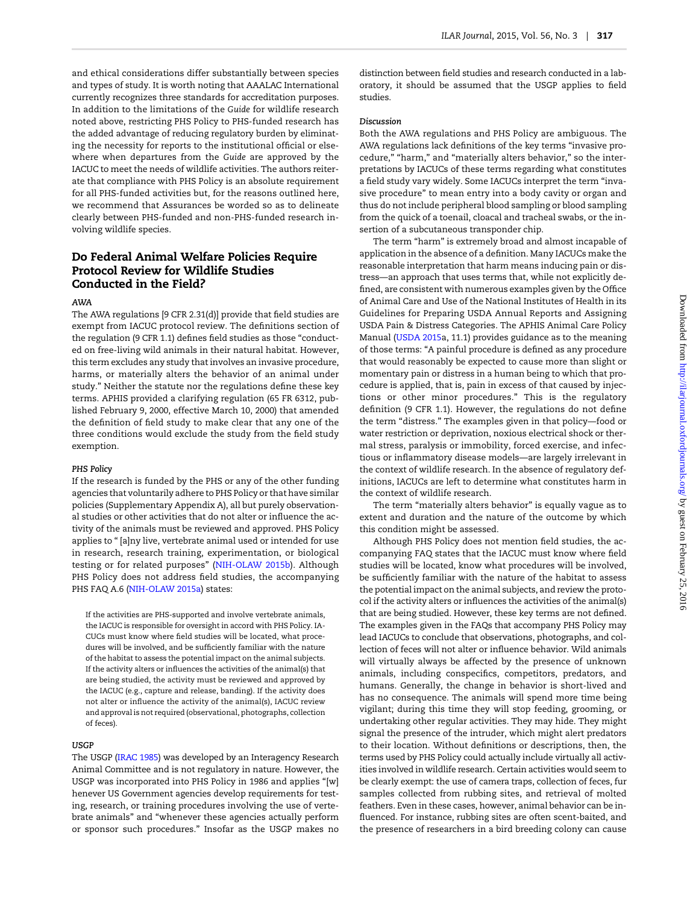and ethical considerations differ substantially between species and types of study. It is worth noting that AAALAC International currently recognizes three standards for accreditation purposes. In addition to the limitations of the *Guide* for wildlife research noted above, restricting PHS Policy to PHS-funded research has the added advantage of reducing regulatory burden by eliminating the necessity for reports to the institutional official or elsewhere when departures from the *Guide* are approved by the IACUC to meet the needs of wildlife activities. The authors reiterate that compliance with PHS Policy is an absolute requirement for all PHS-funded activities but, for the reasons outlined here, we recommend that Assurances be worded so as to delineate clearly between PHS-funded and non-PHS-funded research involving wildlife species.

## Do Federal Animal Welfare Policies Require Protocol Review for Wildlife Studies Conducted in the Field?

### *AWA*

The AWA regulations [9 CFR 2.31(d)] provide that field studies are exempt from IACUC protocol review. The definitions section of the regulation (9 CFR 1.1) defines field studies as those "conducted on free-living wild animals in their natural habitat. However, this term excludes any study that involves an invasive procedure, harms, or materially alters the behavior of an animal under study." Neither the statute nor the regulations define these key terms. APHIS provided a clarifying regulation (65 FR 6312, published February 9, 2000, effective March 10, 2000) that amended the definition of field study to make clear that any one of the three conditions would exclude the study from the field study exemption.

### *PHS Policy*

If the research is funded by the PHS or any of the other funding agencies that voluntarily adhere to PHS Policy or that have similar policies (Supplementary Appendix A), all but purely observational studies or other activities that do not alter or influence the activity of the animals must be reviewed and approved. PHS Policy applies to " [a]ny live, vertebrate animal used or intended for use in research, research training, experimentation, or biological testing or for related purposes" (NIH-OLAW 2015b). Although PHS Policy does not address field studies, the accompanying PHS FAQ A.6 (NIH-OLAW 2015a) states:

> If the activities are PHS-supported and involve vertebrate animals, the IACUC is responsible for oversight in accord with PHS Policy. IACUCs must know where field studies will be located, what procedures will be involved, and be sufficiently familiar with the nature of the habitat to assess the potential impact on the animal subjects. If the activity alters or influences the activities of the animal(s) that are being studied, the activity must be reviewed and approved by the IACUC (e.g., capture and release, banding). If the activity does not alter or influence the activity of the animal(s), IACUC review and approval is not required (observational, photographs, collection of feces).

### *USGP*

The USGP (IRAC 1985) was developed by an Interagency Research Animal Committee and is not regulatory in nature. However, the USGP was incorporated into PHS Policy in 1986 and applies "[w]henever US Government agencies develop requirements for testing, research, or training procedures involving the use of vertebrate animals" and "whenever these agencies actually perform or sponsor such procedures." Insofar as the USGP makes no distinction between field studies and research conducted in a laboratory, it should be assumed that the USGP applies to field studies.

### *Discussion*

Both the AWA regulations and PHS Policy are ambiguous. The AWA regulations lack definitions of the key terms "invasive procedure," "harm," and "materially alters behavior," so the interpretations by IACUCs of these terms regarding what constitutes a field study vary widely. Some IACUCs interpret the term "invasive procedure" to mean entry into a body cavity or organ and thus do not include peripheral blood sampling or blood sampling from the quick of a toenail, cloacal and tracheal swabs, or the insertion of a subcutaneous transponder chip.

The term "harm" is extremely broad and almost incapable of application in the absence of a definition. Many IACUCs make the reasonable interpretation that harm means inducing pain or distress—an approach that uses terms that, while not explicitly defined, are consistent with numerous examples given by the Office of Animal Care and Use of the National Institutes of Health in its Guidelines for Preparing USDA Annual Reports and Assigning USDA Pain & Distress Categories. The APHIS Animal Care Policy Manual (USDA 2015a, 11.1) provides guidance as to the meaning of those terms: "A painful procedure is defined as any procedure that would reasonably be expected to cause more than slight or momentary pain or distress in a human being to which that procedure is applied, that is, pain in excess of that caused by injections or other minor procedures." This is the regulatory definition (9 CFR 1.1). However, the regulations do not define the term "distress." The examples given in that policy—food or water restriction or deprivation, noxious electrical shock or thermal stress, paralysis or immobility, forced exercise, and infectious or inflammatory disease models—are largely irrelevant in the context of wildlife research. In the absence of regulatory definitions, IACUCs are left to determine what constitutes harm in the context of wildlife research.

The term "materially alters behavior" is equally vague as to extent and duration and the nature of the outcome by which this condition might be assessed.

Although PHS Policy does not mention field studies, the accompanying FAQ states that the IACUC must know where field studies will be located, know what procedures will be involved, be sufficiently familiar with the nature of the habitat to assess the potential impact on the animal subjects, and review the protocol if the activity alters or influences the activities of the animal(s) that are being studied. However, these key terms are not defined. The examples given in the FAQs that accompany PHS Policy may lead IACUCs to conclude that observations, photographs, and collection of feces will not alter or influence behavior. Wild animals will virtually always be affected by the presence of unknown animals, including conspecifics, competitors, predators, and humans. Generally, the change in behavior is short-lived and has no consequence. The animals will spend more time being vigilant; during this time they will stop feeding, grooming, or undertaking other regular activities. They may hide. They might signal the presence of the intruder, which might alert predators to their location. Without definitions or descriptions, then, the terms used by PHS Policy could actually include virtually all activities involved in wildlife research. Certain activities would seem to be clearly exempt: the use of camera traps, collection of feces, fur samples collected from rubbing sites, and retrieval of molted feathers. Even in these cases, however, animal behavior can be influenced. For instance, rubbing sites are often scent-baited, and the presence of researchers in a bird breeding colony can cause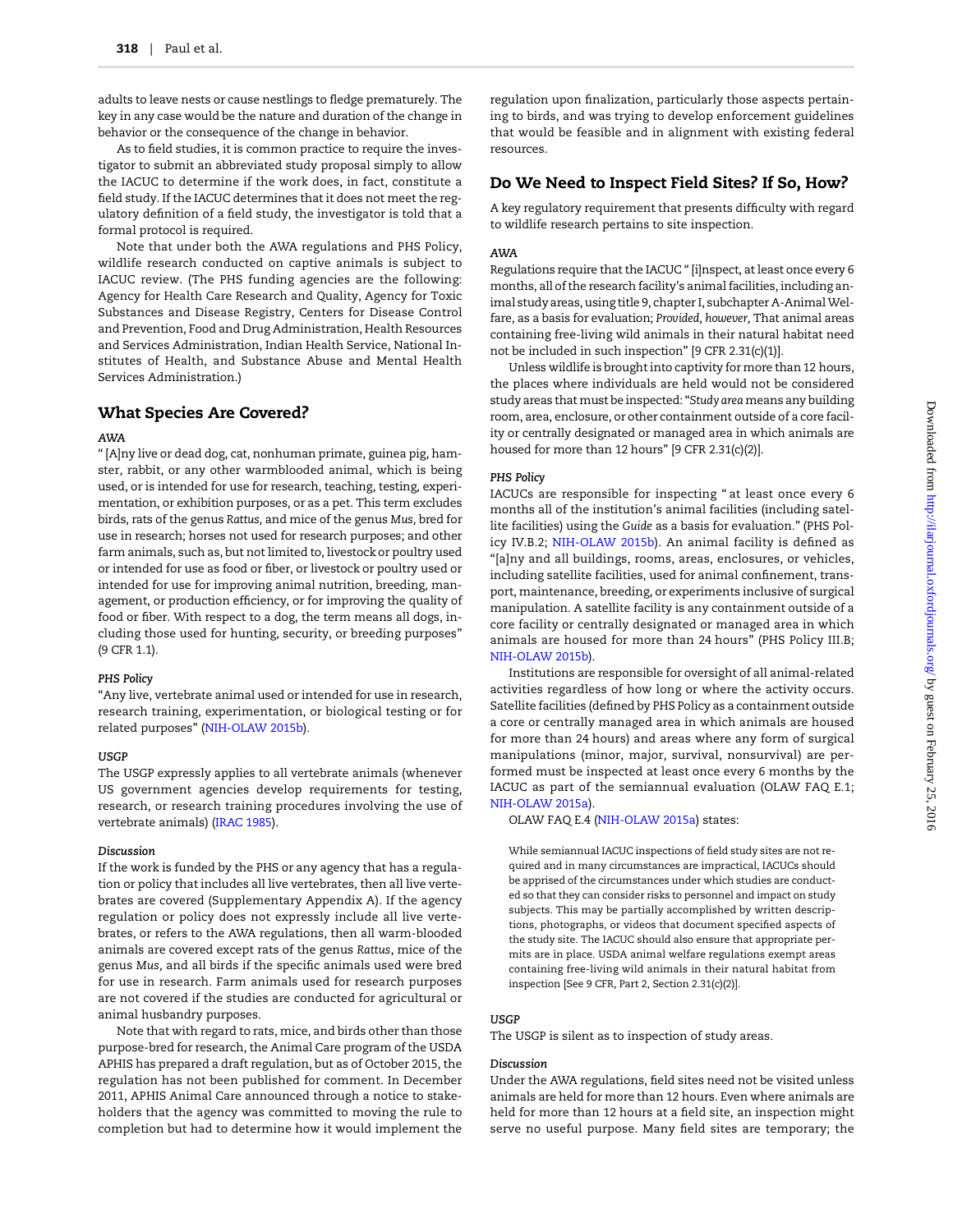adults to leave nests or cause nestlings to fledge prematurely. The key in any case would be the nature and duration of the change in behavior or the consequence of the change in behavior.

As to field studies, it is common practice to require the investigator to submit an abbreviated study proposal simply to allow the IACUC to determine if the work does, in fact, constitute a field study. If the IACUC determines that it does not meet the regulatory definition of a field study, the investigator is told that a formal protocol is required.

Note that under both the AWA regulations and PHS Policy, wildlife research conducted on captive animals is subject to IACUC review. (The PHS funding agencies are the following: Agency for Health Care Research and Quality, Agency for Toxic Substances and Disease Registry, Centers for Disease Control and Prevention, Food and Drug Administration, Health Resources and Services Administration, Indian Health Service, National Institutes of Health, and Substance Abuse and Mental Health Services Administration.)

## What Species Are Covered?

### *AWA*

" [A]ny live or dead dog, cat, nonhuman primate, guinea pig, hamster, rabbit, or any other warmblooded animal, which is being used, or is intended for use for research, teaching, testing, experimentation, or exhibition purposes, or as a pet. This term excludes birds, rats of the genus *Rattus,* and mice of the genus *Mus,* bred for use in research; horses not used for research purposes; and other farm animals, such as, but not limited to, livestock or poultry used or intended for use as food or fiber, or livestock or poultry used or intended for use for improving animal nutrition, breeding, management, or production efficiency, or for improving the quality of food or fiber. With respect to a dog, the term means all dogs, including those used for hunting, security, or breeding purposes" (9 CFR 1.1).

### *PHS Policy*

"Any live, vertebrate animal used or intended for use in research, research training, experimentation, or biological testing or for related purposes" (NIH-OLAW 2015b).

### *USGP*

The USGP expressly applies to all vertebrate animals (whenever US government agencies develop requirements for testing, research, or research training procedures involving the use of vertebrate animals) (IRAC 1985).

### *Discussion*

If the work is funded by the PHS or any agency that has a regulation or policy that includes all live vertebrates, then all live vertebrates are covered (Supplementary Appendix A). If the agency regulation or policy does not expressly include all live vertebrates, or refers to the AWA regulations, then all warm-blooded animals are covered except rats of the genus *Rattus*, mice of the genus *Mus,* and all birds if the specific animals used were bred for use in research. Farm animals used for research purposes are not covered if the studies are conducted for agricultural or animal husbandry purposes.

Note that with regard to rats, mice, and birds other than those purpose-bred for research, the Animal Care program of the USDA APHIS has prepared a draft regulation, but as of October 2015, the regulation has not been published for comment. In December 2011, APHIS Animal Care announced through a notice to stakeholders that the agency was committed to moving the rule to completion but had to determine how it would implement the regulation upon finalization, particularly those aspects pertaining to birds, and was trying to develop enforcement guidelines that would be feasible and in alignment with existing federal resources.

## Do We Need to Inspect Field Sites? If So, How?

A key regulatory requirement that presents difficulty with regard to wildlife research pertains to site inspection.

### *AWA*

Regulations require that the IACUC " [i]nspect, at least once every 6 months, all of the research facility's animal facilities, including animal study areas, using title 9, chapter I, subchapter A-Animal Welfare, as a basis for evaluation; *Provided, however,* That animal areas containing free-living wild animals in their natural habitat need not be included in such inspection" [9 CFR 2.31(c)(1)].

Unless wildlife is brought into captivity for more than 12 hours, the places where individuals are held would not be considered study areas that must be inspected: "*Study area* means any building room, area, enclosure, or other containment outside of a core facility or centrally designated or managed area in which animals are housed for more than 12 hours" [9 CFR 2.31(c)(2)].

### *PHS Policy*

IACUCs are responsible for inspecting " at least once every 6 months all of the institution's animal facilities (including satellite facilities) using the *Guide* as a basis for evaluation." (PHS Policy IV.B.2; NIH-OLAW 2015b). An animal facility is defined as "[a]ny and all buildings, rooms, areas, enclosures, or vehicles, including satellite facilities, used for animal confinement, transport, maintenance, breeding, or experiments inclusive of surgical manipulation. A satellite facility is any containment outside of a core facility or centrally designated or managed area in which animals are housed for more than 24 hours" (PHS Policy III.B; NIH-OLAW 2015b).

Institutions are responsible for oversight of all animal-related activities regardless of how long or where the activity occurs. Satellite facilities (defined by PHS Policy as a containment outside a core or centrally managed area in which animals are housed for more than 24 hours) and areas where any form of surgical manipulations (minor, major, survival, nonsurvival) are performed must be inspected at least once every 6 months by the IACUC as part of the semiannual evaluation (OLAW FAQ E.1; NIH-OLAW 2015a).

OLAW FAQ E.4 (NIH-OLAW 2015a) states:

> While semiannual IACUC inspections of field study sites are not required and in many circumstances are impractical, IACUCs should be apprised of the circumstances under which studies are conducted so that they can consider risks to personnel and impact on study subjects. This may be partially accomplished by written descriptions, photographs, or videos that document specified aspects of the study site. The IACUC should also ensure that appropriate permits are in place. USDA animal welfare regulations exempt areas containing free-living wild animals in their natural habitat from inspection [See 9 CFR, Part 2, Section 2.31(c)(2)].

### *USGP*

The USGP is silent as to inspection of study areas.

### *Discussion*

Under the AWA regulations, field sites need not be visited unless animals are held for more than 12 hours. Even where animals are held for more than 12 hours at a field site, an inspection might serve no useful purpose. Many field sites are temporary; the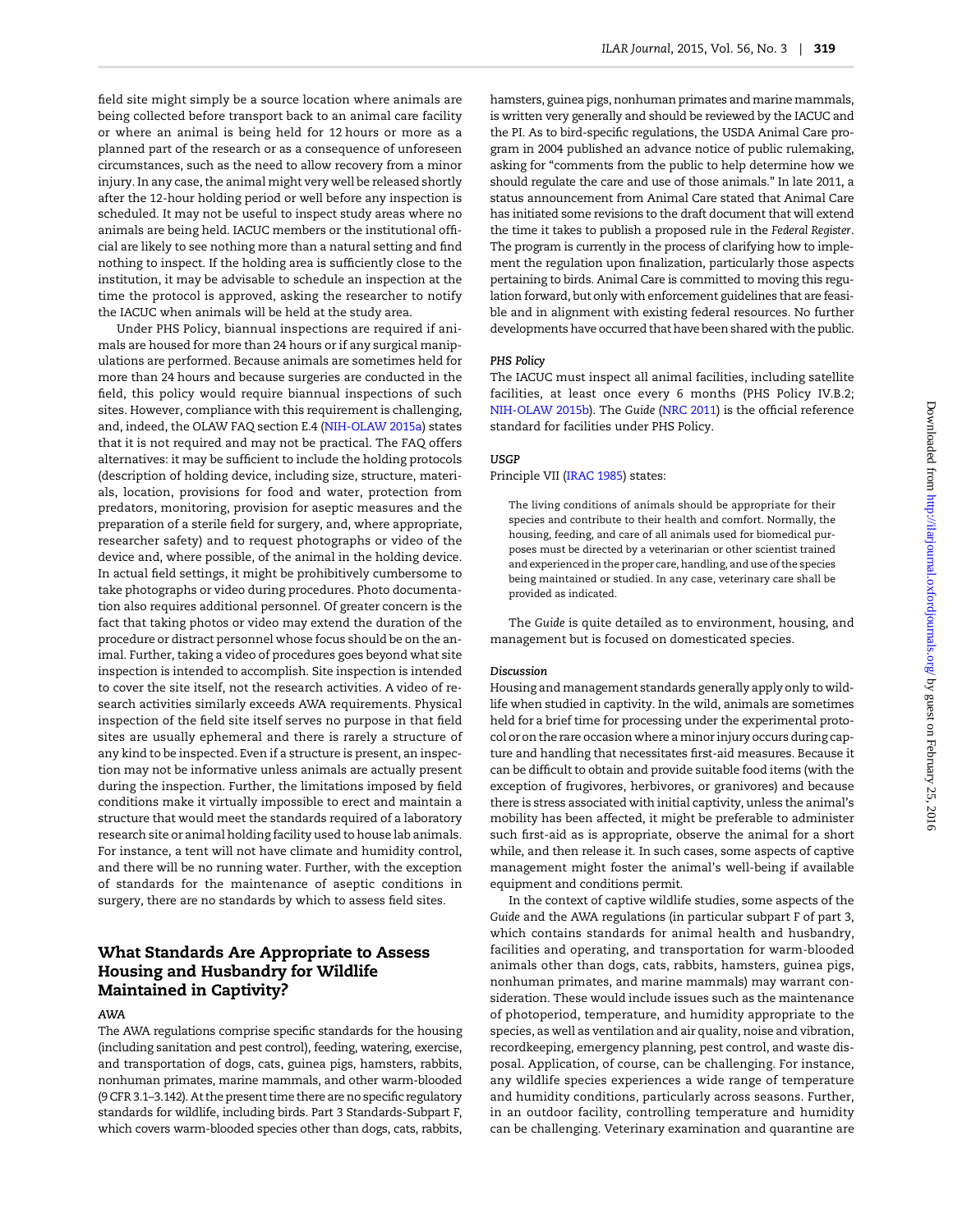field site might simply be a source location where animals are being collected before transport back to an animal care facility or where an animal is being held for 12 hours or more as a planned part of the research or as a consequence of unforeseen circumstances, such as the need to allow recovery from a minor injury. In any case, the animal might very well be released shortly after the 12-hour holding period or well before any inspection is scheduled. It may not be useful to inspect study areas where no animals are being held. IACUC members or the institutional official are likely to see nothing more than a natural setting and find nothing to inspect. If the holding area is sufficiently close to the institution, it may be advisable to schedule an inspection at the time the protocol is approved, asking the researcher to notify the IACUC when animals will be held at the study area.

Under PHS Policy, biannual inspections are required if animals are housed for more than 24 hours or if any surgical manipulations are performed. Because animals are sometimes held for more than 24 hours and because surgeries are conducted in the field, this policy would require biannual inspections of such sites. However, compliance with this requirement is challenging, and, indeed, the OLAW FAQ section E.4 (NIH-OLAW 2015a) states that it is not required and may not be practical. The FAQ offers alternatives: it may be sufficient to include the holding protocols (description of holding device, including size, structure, materials, location, provisions for food and water, protection from predators, monitoring, provision for aseptic measures and the preparation of a sterile field for surgery, and, where appropriate, researcher safety) and to request photographs or video of the device and, where possible, of the animal in the holding device. In actual field settings, it might be prohibitively cumbersome to take photographs or video during procedures. Photo documentation also requires additional personnel. Of greater concern is the fact that taking photos or video may extend the duration of the procedure or distract personnel whose focus should be on the animal. Further, taking a video of procedures goes beyond what site inspection is intended to accomplish. Site inspection is intended to cover the site itself, not the research activities. A video of research activities similarly exceeds AWA requirements. Physical inspection of the field site itself serves no purpose in that field sites are usually ephemeral and there is rarely a structure of any kind to be inspected. Even if a structure is present, an inspection may not be informative unless animals are actually present during the inspection. Further, the limitations imposed by field conditions make it virtually impossible to erect and maintain a structure that would meet the standards required of a laboratory research site or animal holding facility used to house lab animals. For instance, a tent will not have climate and humidity control, and there will be no running water. Further, with the exception of standards for the maintenance of aseptic conditions in surgery, there are no standards by which to assess field sites.

## What Standards Are Appropriate to Assess Housing and Husbandry for Wildlife Maintained in Captivity?

### *AWA*

The AWA regulations comprise specific standards for the housing (including sanitation and pest control), feeding, watering, exercise, and transportation of dogs, cats, guinea pigs, hamsters, rabbits, nonhuman primates, marine mammals, and other warm-blooded (9 CFR 3.1–3.142). At the present time there are no specific regulatory standards for wildlife, including birds. Part 3 Standards-Subpart F, which covers warm-blooded species other than dogs, cats, rabbits, hamsters, guinea pigs, nonhuman primates and marine mammals, is written very generally and should be reviewed by the IACUC and the PI. As to bird-specific regulations, the USDA Animal Care program in 2004 published an advance notice of public rulemaking, asking for "comments from the public to help determine how we should regulate the care and use of those animals." In late 2011, a status announcement from Animal Care stated that Animal Care has initiated some revisions to the draft document that will extend the time it takes to publish a proposed rule in the *Federal Register*. The program is currently in the process of clarifying how to implement the regulation upon finalization, particularly those aspects pertaining to birds. Animal Care is committed to moving this regulation forward, but only with enforcement guidelines that are feasible and in alignment with existing federal resources. No further developments have occurred that have been shared with the public.

### *PHS Policy*

The IACUC must inspect all animal facilities, including satellite facilities, at least once every 6 months (PHS Policy IV.B.2; NIH-OLAW 2015b). The *Guide* (NRC 2011) is the official reference standard for facilities under PHS Policy.

### *USGP*

Principle VII (IRAC 1985) states:

> The living conditions of animals should be appropriate for their species and contribute to their health and comfort. Normally, the housing, feeding, and care of all animals used for biomedical purposes must be directed by a veterinarian or other scientist trained and experienced in the proper care, handling, and use of the species being maintained or studied. In any case, veterinary care shall be provided as indicated.

The *Guide* is quite detailed as to environment, housing, and management but is focused on domesticated species.

### *Discussion*

Housing and management standards generally apply only to wildlife when studied in captivity. In the wild, animals are sometimes held for a brief time for processing under the experimental protocol or on the rare occasion where a minor injury occurs during capture and handling that necessitates first-aid measures. Because it can be difficult to obtain and provide suitable food items (with the exception of frugivores, herbivores, or granivores) and because there is stress associated with initial captivity, unless the animal's mobility has been affected, it might be preferable to administer such first-aid as is appropriate, observe the animal for a short while, and then release it. In such cases, some aspects of captive management might foster the animal's well-being if available equipment and conditions permit.

In the context of captive wildlife studies, some aspects of the *Guide* and the AWA regulations (in particular subpart F of part 3, which contains standards for animal health and husbandry, facilities and operating, and transportation for warm-blooded animals other than dogs, cats, rabbits, hamsters, guinea pigs, nonhuman primates, and marine mammals) may warrant consideration. These would include issues such as the maintenance of photoperiod, temperature, and humidity appropriate to the species, as well as ventilation and air quality, noise and vibration, recordkeeping, emergency planning, pest control, and waste disposal. Application, of course, can be challenging. For instance, any wildlife species experiences a wide range of temperature and humidity conditions, particularly across seasons. Further, in an outdoor facility, controlling temperature and humidity can be challenging. Veterinary examination and quarantine are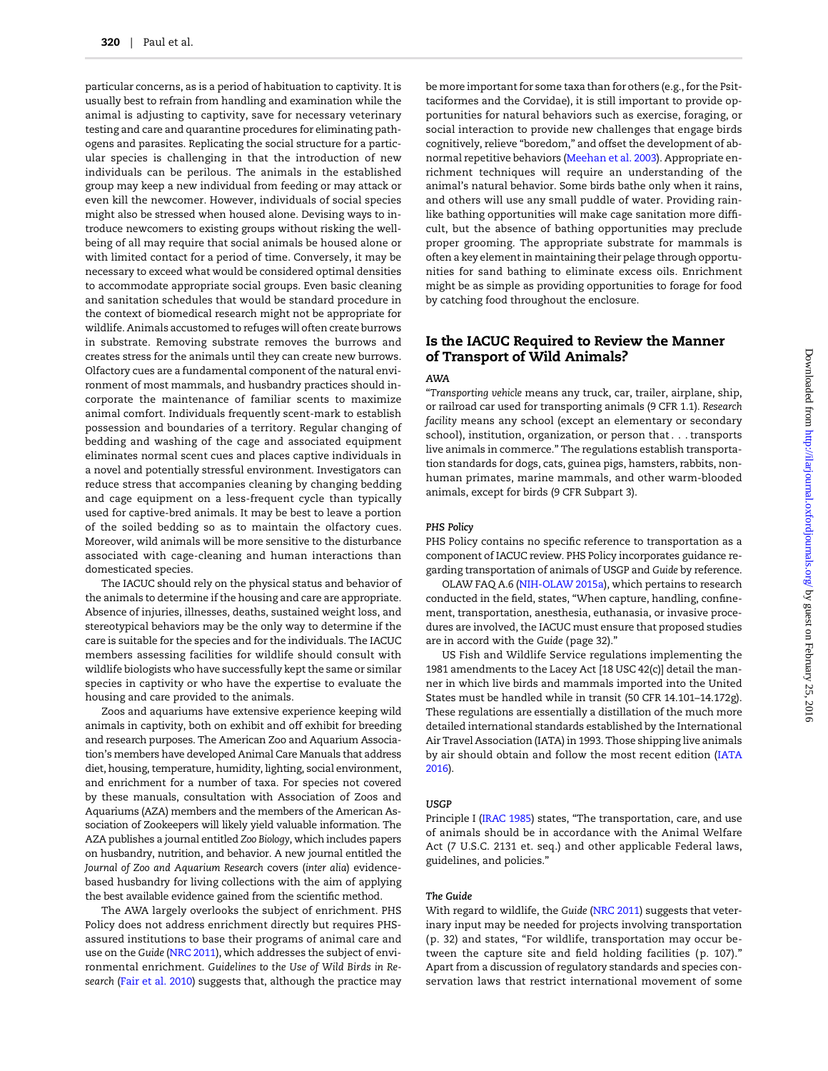particular concerns, as is a period of habituation to captivity. It is usually best to refrain from handling and examination while the animal is adjusting to captivity, save for necessary veterinary testing and care and quarantine procedures for eliminating pathogens and parasites. Replicating the social structure for a particular species is challenging in that the introduction of new individuals can be perilous. The animals in the established group may keep a new individual from feeding or may attack or even kill the newcomer. However, individuals of social species might also be stressed when housed alone. Devising ways to introduce newcomers to existing groups without risking the well-being of all may require that social animals be housed alone or with limited contact for a period of time. Conversely, it may be necessary to exceed what would be considered optimal densities to accommodate appropriate social groups. Even basic cleaning and sanitation schedules that would be standard procedure in the context of biomedical research might not be appropriate for wildlife. Animals accustomed to refuges will often create burrows in substrate. Removing substrate removes the burrows and creates stress for the animals until they can create new burrows. Olfactory cues are a fundamental component of the natural environment of most mammals, and husbandry practices should incorporate the maintenance of familiar scents to maximize animal comfort. Individuals frequently scent-mark to establish possession and boundaries of a territory. Regular changing of bedding and washing of the cage and associated equipment eliminates normal scent cues and places captive individuals in a novel and potentially stressful environment. Investigators can reduce stress that accompanies cleaning by changing bedding and cage equipment on a less-frequent cycle than typically used for captive-bred animals. It may be best to leave a portion of the soiled bedding so as to maintain the olfactory cues. Moreover, wild animals will be more sensitive to the disturbance associated with cage-cleaning and human interactions than domesticated species.

The IACUC should rely on the physical status and behavior of the animals to determine if the housing and care are appropriate. Absence of injuries, illnesses, deaths, sustained weight loss, and stereotypical behaviors may be the only way to determine if the care is suitable for the species and for the individuals. The IACUC members assessing facilities for wildlife should consult with wildlife biologists who have successfully kept the same or similar species in captivity or who have the expertise to evaluate the housing and care provided to the animals.

Zoos and aquariums have extensive experience keeping wild animals in captivity, both on exhibit and off exhibit for breeding and research purposes. The American Zoo and Aquarium Association's members have developed Animal Care Manuals that address diet, housing, temperature, humidity, lighting, social environment, and enrichment for a number of taxa. For species not covered by these manuals, consultation with Association of Zoos and Aquariums (AZA) members and the members of the American Association of Zookeepers will likely yield valuable information. The AZA publishes a journal entitled *Zoo Biology*, which includes papers on husbandry, nutrition, and behavior. A new journal entitled the *Journal of Zoo and Aquarium Research* covers (*inter alia*) evidence-based husbandry for living collections with the aim of applying the best available evidence gained from the scientific method.

The AWA largely overlooks the subject of enrichment. PHS Policy does not address enrichment directly but requires PHS-assured institutions to base their programs of animal care and use on the *Guide* (NRC 2011), which addresses the subject of environmental enrichment. *Guidelines to the Use of Wild Birds in Research* (Fair et al. 2010) suggests that, although the practice may be more important for some taxa than for others (e.g., for the Psittaciformes and the Corvidae), it is still important to provide opportunities for natural behaviors such as exercise, foraging, or social interaction to provide new challenges that engage birds cognitively, relieve "boredom," and offset the development of abnormal repetitive behaviors (Meehan et al. 2003). Appropriate enrichment techniques will require an understanding of the animal's natural behavior. Some birds bathe only when it rains, and others will use any small puddle of water. Providing rain-like bathing opportunities will make cage sanitation more difficult, but the absence of bathing opportunities may preclude proper grooming. The appropriate substrate for mammals is often a key element in maintaining their pelage through opportunities for sand bathing to eliminate excess oils. Enrichment might be as simple as providing opportunities to forage for food by catching food throughout the enclosure.

## Is the IACUC Required to Review the Manner of Transport of Wild Animals?

### *AWA*

"*Transporting vehicle* means any truck, car, trailer, airplane, ship, or railroad car used for transporting animals (9 CFR 1.1). *Research facility* means any school (except an elementary or secondary school), institution, organization, or person that . . . transports live animals in commerce." The regulations establish transportation standards for dogs, cats, guinea pigs, hamsters, rabbits, nonhuman primates, marine mammals, and other warm-blooded animals, except for birds (9 CFR Subpart 3).

### *PHS Policy*

PHS Policy contains no specific reference to transportation as a component of IACUC review. PHS Policy incorporates guidance regarding transportation of animals of USGP and *Guide* by reference.

OLAW FAQ A.6 (NIH-OLAW 2015a), which pertains to research conducted in the field, states, "When capture, handling, confinement, transportation, anesthesia, euthanasia, or invasive procedures are involved, the IACUC must ensure that proposed studies are in accord with the *Guide* (page 32)."

US Fish and Wildlife Service regulations implementing the 1981 amendments to the Lacey Act [18 USC 42(c)] detail the manner in which live birds and mammals imported into the United States must be handled while in transit (50 CFR 14.101–14.172g). These regulations are essentially a distillation of the much more detailed international standards established by the International Air Travel Association (IATA) in 1993. Those shipping live animals by air should obtain and follow the most recent edition (IATA 2016).

### *USGP*

Principle I (IRAC 1985) states, "The transportation, care, and use of animals should be in accordance with the Animal Welfare Act (7 U.S.C. 2131 et. seq.) and other applicable Federal laws, guidelines, and policies."

### *The Guide*

With regard to wildlife, the *Guide* (NRC 2011) suggests that veterinary input may be needed for projects involving transportation (p. 32) and states, "For wildlife, transportation may occur between the capture site and field holding facilities (p. 107)." Apart from a discussion of regulatory standards and species conservation laws that restrict international movement of some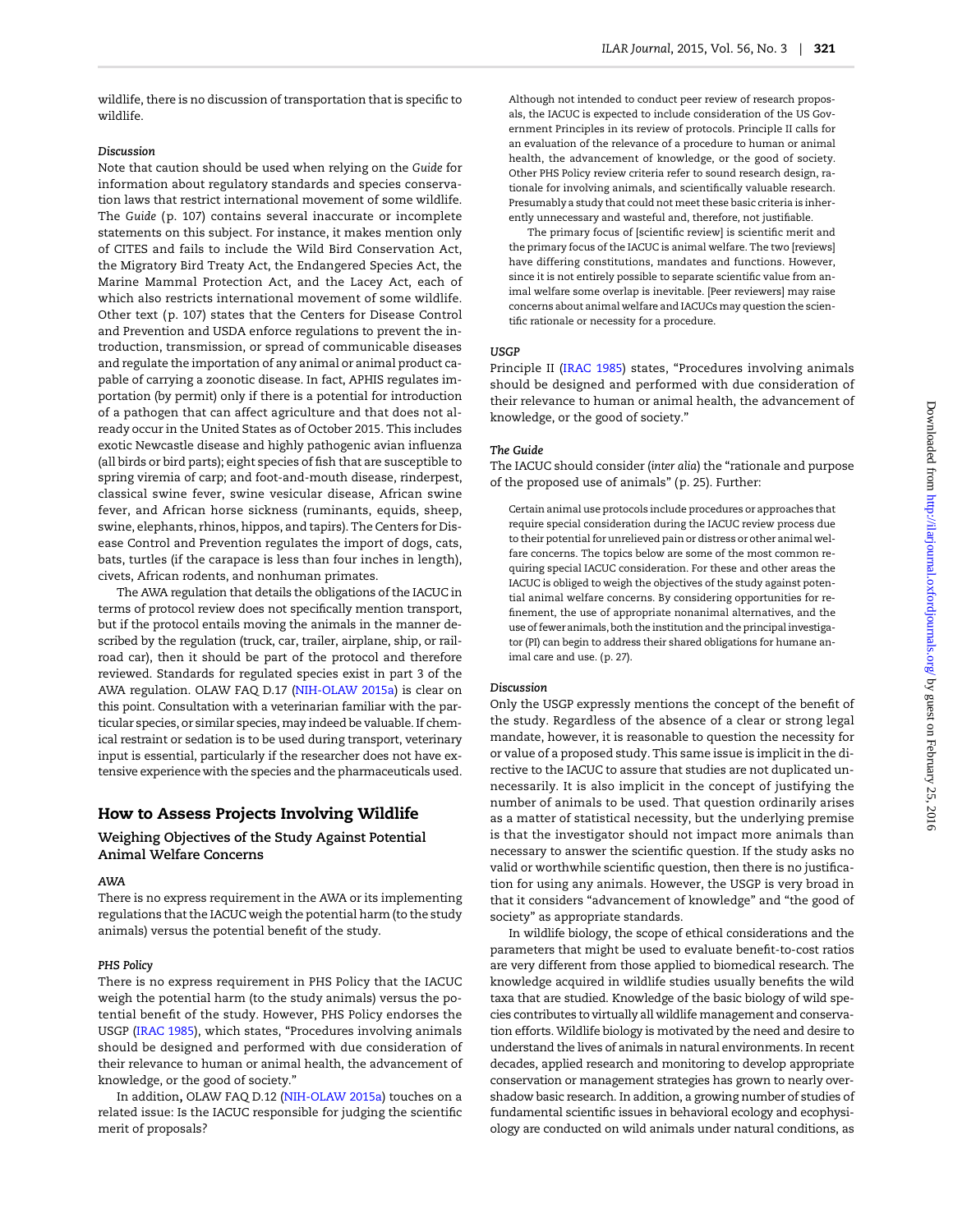wildlife, there is no discussion of transportation that is specific to wildlife.

#### *Discussion*

Note that caution should be used when relying on the *Guide* for information about regulatory standards and species conservation laws that restrict international movement of some wildlife. The *Guide* (p. 107) contains several inaccurate or incomplete statements on this subject. For instance, it makes mention only of CITES and fails to include the Wild Bird Conservation Act, the Migratory Bird Treaty Act, the Endangered Species Act, the Marine Mammal Protection Act, and the Lacey Act, each of which also restricts international movement of some wildlife. Other text (p. 107) states that the Centers for Disease Control and Prevention and USDA enforce regulations to prevent the introduction, transmission, or spread of communicable diseases and regulate the importation of any animal or animal product capable of carrying a zoonotic disease. In fact, APHIS regulates importation (by permit) only if there is a potential for introduction of a pathogen that can affect agriculture and that does not already occur in the United States as of October 2015. This includes exotic Newcastle disease and highly pathogenic avian influenza (all birds or bird parts); eight species of fish that are susceptible to spring viremia of carp; and foot-and-mouth disease, rinderpest, classical swine fever, swine vesicular disease, African swine fever, and African horse sickness (ruminants, equids, sheep, swine, elephants, rhinos, hippos, and tapirs). The Centers for Disease Control and Prevention regulates the import of dogs, cats, bats, turtles (if the carapace is less than four inches in length), civets, African rodents, and nonhuman primates.

The AWA regulation that details the obligations of the IACUC in terms of protocol review does not specifically mention transport, but if the protocol entails moving the animals in the manner described by the regulation (truck, car, trailer, airplane, ship, or railroad car), then it should be part of the protocol and therefore reviewed. Standards for regulated species exist in part 3 of the AWA regulation. OLAW FAQ D.17 (NIH-OLAW 2015a) is clear on this point. Consultation with a veterinarian familiar with the particular species, or similar species, may indeed be valuable. If chemical restraint or sedation is to be used during transport, veterinary input is essential, particularly if the researcher does not have extensive experience with the species and the pharmaceuticals used.

## How to Assess Projects Involving Wildlife

### Weighing Objectives of the Study Against Potential Animal Welfare Concerns

#### *AWA*

There is no express requirement in the AWA or its implementing regulations that the IACUC weigh the potential harm (to the study animals) versus the potential benefit of the study.

#### *PHS Policy*

There is no express requirement in PHS Policy that the IACUC weigh the potential harm (to the study animals) versus the potential benefit of the study. However, PHS Policy endorses the USGP (IRAC 1985), which states, "Procedures involving animals should be designed and performed with due consideration of their relevance to human or animal health, the advancement of knowledge, or the good of society."

In addition, OLAW FAQ D.12 (NIH-OLAW 2015a) touches on a related issue: Is the IACUC responsible for judging the scientific merit of proposals?

> Although not intended to conduct peer review of research proposals, the IACUC is expected to include consideration of the US Government Principles in its review of protocols. Principle II calls for an evaluation of the relevance of a procedure to human or animal health, the advancement of knowledge, or the good of society. Other PHS Policy review criteria refer to sound research design, rationale for involving animals, and scientifically valuable research. Presumably a study that could not meet these basic criteria is inherently unnecessary and wasteful and, therefore, not justifiable.
>
> The primary focus of [scientific review] is scientific merit and the primary focus of the IACUC is animal welfare. The two [reviews] have differing constitutions, mandates and functions. However, since it is not entirely possible to separate scientific value from animal welfare some overlap is inevitable. [Peer reviewers] may raise concerns about animal welfare and IACUCs may question the scientific rationale or necessity for a procedure.

#### *USGP*

Principle II (IRAC 1985) states, "Procedures involving animals should be designed and performed with due consideration of their relevance to human or animal health, the advancement of knowledge, or the good of society."

#### *The Guide*

The IACUC should consider (*inter alia*) the "rationale and purpose of the proposed use of animals" (p. 25). Further:

> Certain animal use protocols include procedures or approaches that require special consideration during the IACUC review process due to their potential for unrelieved pain or distress or other animal welfare concerns. The topics below are some of the most common requiring special IACUC consideration. For these and other areas the IACUC is obliged to weigh the objectives of the study against potential animal welfare concerns. By considering opportunities for refinement, the use of appropriate nonanimal alternatives, and the use of fewer animals, both the institution and the principal investigator (PI) can begin to address their shared obligations for humane animal care and use. (p. 27).

#### *Discussion*

Only the USGP expressly mentions the concept of the benefit of the study. Regardless of the absence of a clear or strong legal mandate, however, it is reasonable to question the necessity for or value of a proposed study. This same issue is implicit in the directive to the IACUC to assure that studies are not duplicated unnecessarily. It is also implicit in the concept of justifying the number of animals to be used. That question ordinarily arises as a matter of statistical necessity, but the underlying premise is that the investigator should not impact more animals than necessary to answer the scientific question. If the study asks no valid or worthwhile scientific question, then there is no justification for using any animals. However, the USGP is very broad in that it considers "advancement of knowledge" and "the good of society" as appropriate standards.

In wildlife biology, the scope of ethical considerations and the parameters that might be used to evaluate benefit-to-cost ratios are very different from those applied to biomedical research. The knowledge acquired in wildlife studies usually benefits the wild taxa that are studied. Knowledge of the basic biology of wild species contributes to virtually all wildlife management and conservation efforts. Wildlife biology is motivated by the need and desire to understand the lives of animals in natural environments. In recent decades, applied research and monitoring to develop appropriate conservation or management strategies has grown to nearly overshadow basic research. In addition, a growing number of studies of fundamental scientific issues in behavioral ecology and ecophysiology are conducted on wild animals under natural conditions, as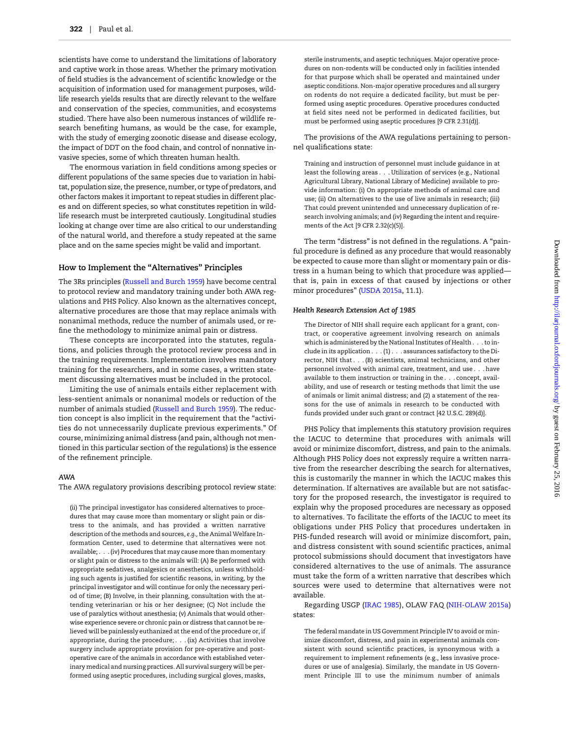scientists have come to understand the limitations of laboratory and captive work in those areas. Whether the primary motivation of field studies is the advancement of scientific knowledge or the acquisition of information used for management purposes, wildlife research yields results that are directly relevant to the welfare and conservation of the species, communities, and ecosystems studied. There have also been numerous instances of wildlife research benefiting humans, as would be the case, for example, with the study of emerging zoonotic disease and disease ecology, the impact of DDT on the food chain, and control of nonnative invasive species, some of which threaten human health.

The enormous variation in field conditions among species or different populations of the same species due to variation in habitat, population size, the presence, number, or type of predators, and other factors makes it important to repeat studies in different places and on different species, so what constitutes repetition in wildlife research must be interpreted cautiously. Longitudinal studies looking at change over time are also critical to our understanding of the natural world, and therefore a study repeated at the same place and on the same species might be valid and important.

## How to Implement the "Alternatives" Principles

The 3Rs principles (Russell and Burch 1959) have become central to protocol review and mandatory training under both AWA regulations and PHS Policy. Also known as the alternatives concept, alternative procedures are those that may replace animals with nonanimal methods, reduce the number of animals used, or refine the methodology to minimize animal pain or distress.

These concepts are incorporated into the statutes, regulations, and policies through the protocol review process and in the training requirements. Implementation involves mandatory training for the researchers, and in some cases, a written statement discussing alternatives must be included in the protocol.

Limiting the use of animals entails either replacement with less-sentient animals or nonanimal models or reduction of the number of animals studied (Russell and Burch 1959). The reduction concept is also implicit in the requirement that the "activities do not unnecessarily duplicate previous experiments." Of course, minimizing animal distress (and pain, although not mentioned in this particular section of the regulations) is the essence of the refinement principle.

### *AWA*

The AWA regulatory provisions describing protocol review state:

> (ii) The principal investigator has considered alternatives to procedures that may cause more than momentary or slight pain or distress to the animals, and has provided a written narrative description of the methods and sources, *e.g.*, the Animal Welfare Information Center, used to determine that alternatives were not available; . . . (iv) Procedures that may cause more than momentary or slight pain or distress to the animals will: (A) Be performed with appropriate sedatives, analgesics or anesthetics, unless withholding such agents is justified for scientific reasons, in writing, by the principal investigator and will continue for only the necessary period of time; (B) Involve, in their planning, consultation with the attending veterinarian or his or her designee; (C) Not include the use of paralytics without anesthesia; (v) Animals that would otherwise experience severe or chronic pain or distress that cannot be relieved will be painlessly euthanized at the end of the procedure or, if appropriate, during the procedure; . . . (ix) Activities that involve surgery include appropriate provision for pre-operative and post-operative care of the animals in accordance with established veterinary medical and nursing practices. All survival surgery will be performed using aseptic procedures, including surgical gloves, masks, sterile instruments, and aseptic techniques. Major operative procedures on non-rodents will be conducted only in facilities intended for that purpose which shall be operated and maintained under aseptic conditions. Non-major operative procedures and all surgery on rodents do not require a dedicated facility, but must be performed using aseptic procedures. Operative procedures conducted at field sites need not be performed in dedicated facilities, but must be performed using aseptic procedures [9 CFR 2.31(d)].

The provisions of the AWA regulations pertaining to personnel qualifications state:

> Training and instruction of personnel must include guidance in at least the following areas . . . Utilization of services (e.g., National Agricultural Library, National Library of Medicine) available to provide information: (i) On appropriate methods of animal care and use; (ii) On alternatives to the use of live animals in research; (iii) That could prevent unintended and unnecessary duplication of research involving animals; and (iv) Regarding the intent and requirements of the Act [9 CFR 2.32(c)(5)].

The term "distress" is not defined in the regulations. A "painful procedure is defined as any procedure that would reasonably be expected to cause more than slight or momentary pain or distress in a human being to which that procedure was applied—that is, pain in excess of that caused by injections or other minor procedures" (USDA 2015a, 11.1).

### *Health Research Extension Act of 1985*

> The Director of NIH shall require each applicant for a grant, contract, or cooperative agreement involving research on animals which is administered by the National Institutes of Health . . . to include in its application . . . (1) . . . assurances satisfactory to the Director, NIH that . . . (B) scientists, animal technicians, and other personnel involved with animal care, treatment, and use . . . have available to them instruction or training in the . . . concept, availability, and use of research or testing methods that limit the use of animals or limit animal distress; and (2) a statement of the reasons for the use of animals in research to be conducted with funds provided under such grant or contract [42 U.S.C. 289(d)].

PHS Policy that implements this statutory provision requires the IACUC to determine that procedures with animals will avoid or minimize discomfort, distress, and pain to the animals. Although PHS Policy does not expressly require a written narrative from the researcher describing the search for alternatives, this is customarily the manner in which the IACUC makes this determination. If alternatives are available but are not satisfactory for the proposed research, the investigator is required to explain why the proposed procedures are necessary as opposed to alternatives. To facilitate the efforts of the IACUC to meet its obligations under PHS Policy that procedures undertaken in PHS-funded research will avoid or minimize discomfort, pain, and distress consistent with sound scientific practices, animal protocol submissions should document that investigators have considered alternatives to the use of animals. The assurance must take the form of a written narrative that describes which sources were used to determine that alternatives were not available.

Regarding USGP (IRAC 1985), OLAW FAQ (NIH-OLAW 2015a) states:

> The federal mandate in US Government Principle IV to avoid or minimize discomfort, distress, and pain in experimental animals consistent with sound scientific practices, is synonymous with a requirement to implement refinements (e.g., less invasive procedures or use of analgesia). Similarly, the mandate in US Government Principle III to use the minimum number of animals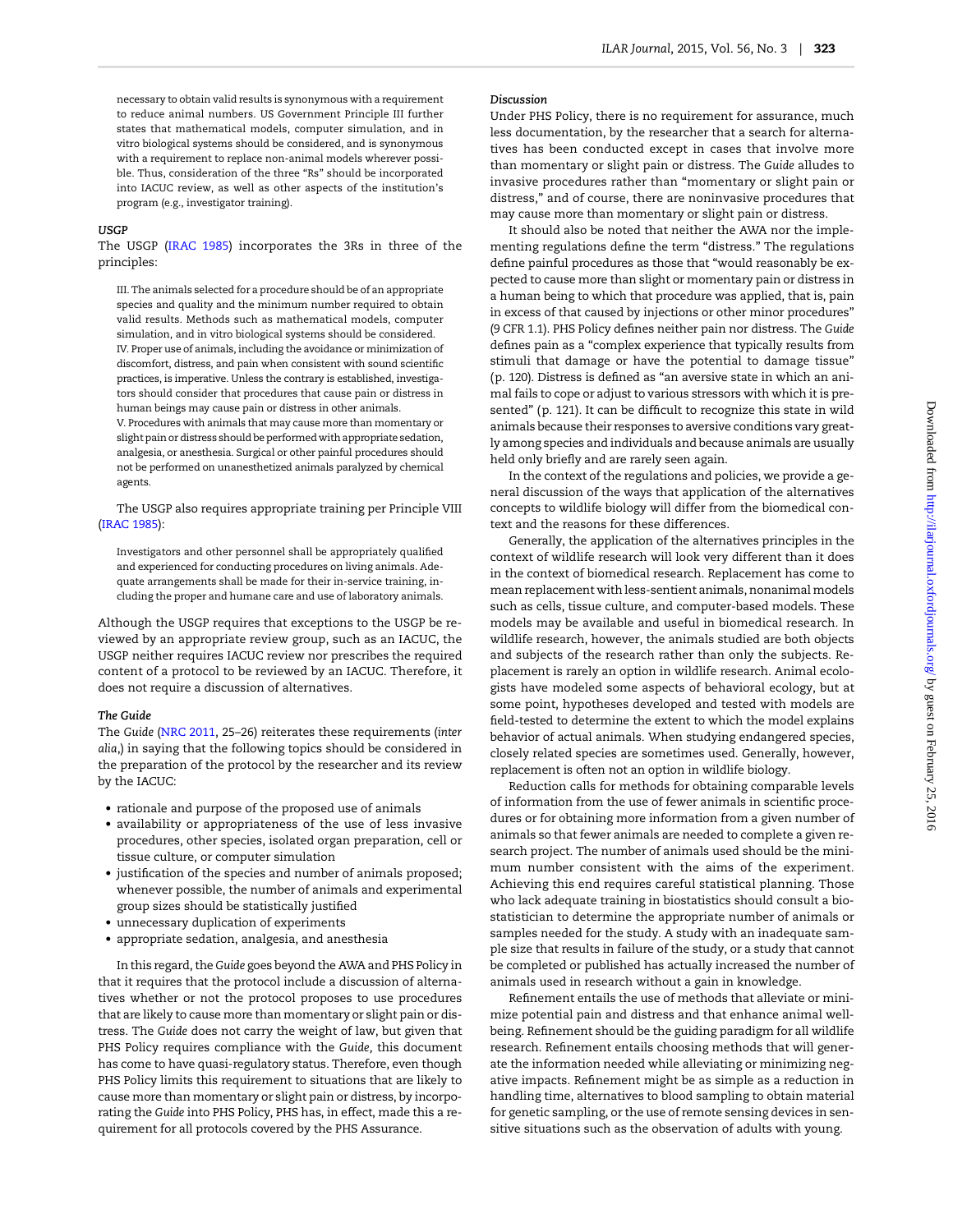necessary to obtain valid results is synonymous with a requirement to reduce animal numbers. US Government Principle III further states that mathematical models, computer simulation, and in vitro biological systems should be considered, and is synonymous with a requirement to replace non-animal models wherever possible. Thus, consideration of the three "Rs" should be incorporated into IACUC review, as well as other aspects of the institution's program (e.g., investigator training).

#### *USGP*

The USGP (IRAC 1985) incorporates the 3Rs in three of the principles:

> III. The animals selected for a procedure should be of an appropriate species and quality and the minimum number required to obtain valid results. Methods such as mathematical models, computer simulation, and in vitro biological systems should be considered.
> IV. Proper use of animals, including the avoidance or minimization of discomfort, distress, and pain when consistent with sound scientific practices, is imperative. Unless the contrary is established, investigators should consider that procedures that cause pain or distress in human beings may cause pain or distress in other animals.
> V. Procedures with animals that may cause more than momentary or slight pain or distress should be performed with appropriate sedation, analgesia, or anesthesia. Surgical or other painful procedures should not be performed on unanesthetized animals paralyzed by chemical agents.

The USGP also requires appropriate training per Principle VIII (IRAC 1985):

> Investigators and other personnel shall be appropriately qualified and experienced for conducting procedures on living animals. Adequate arrangements shall be made for their in-service training, including the proper and humane care and use of laboratory animals.

Although the USGP requires that exceptions to the USGP be reviewed by an appropriate review group, such as an IACUC, the USGP neither requires IACUC review nor prescribes the required content of a protocol to be reviewed by an IACUC. Therefore, it does not require a discussion of alternatives.

#### *The Guide*

The *Guide* (NRC 2011, 25–26) reiterates these requirements (*inter alia*,) in saying that the following topics should be considered in the preparation of the protocol by the researcher and its review by the IACUC:

- rationale and purpose of the proposed use of animals
- availability or appropriateness of the use of less invasive procedures, other species, isolated organ preparation, cell or tissue culture, or computer simulation
- justification of the species and number of animals proposed; whenever possible, the number of animals and experimental group sizes should be statistically justified
- unnecessary duplication of experiments
- appropriate sedation, analgesia, and anesthesia

In this regard, the *Guide* goes beyond the AWA and PHS Policy in that it requires that the protocol include a discussion of alternatives whether or not the protocol proposes to use procedures that are likely to cause more than momentary or slight pain or distress. The *Guide* does not carry the weight of law, but given that PHS Policy requires compliance with the *Guide*, this document has come to have quasi-regulatory status. Therefore, even though PHS Policy limits this requirement to situations that are likely to cause more than momentary or slight pain or distress, by incorporating the *Guide* into PHS Policy, PHS has, in effect, made this a requirement for all protocols covered by the PHS Assurance.

#### *Discussion*

Under PHS Policy, there is no requirement for assurance, much less documentation, by the researcher that a search for alternatives has been conducted except in cases that involve more than momentary or slight pain or distress. The *Guide* alludes to invasive procedures rather than "momentary or slight pain or distress," and of course, there are noninvasive procedures that may cause more than momentary or slight pain or distress.

It should also be noted that neither the AWA nor the implementing regulations define the term "distress." The regulations define painful procedures as those that "would reasonably be expected to cause more than slight or momentary pain or distress in a human being to which that procedure was applied, that is, pain in excess of that caused by injections or other minor procedures" (9 CFR 1.1). PHS Policy defines neither pain nor distress. The *Guide* defines pain as a "complex experience that typically results from stimuli that damage or have the potential to damage tissue" (p. 120). Distress is defined as "an aversive state in which an animal fails to cope or adjust to various stressors with which it is presented" (p. 121). It can be difficult to recognize this state in wild animals because their responses to aversive conditions vary greatly among species and individuals and because animals are usually held only briefly and are rarely seen again.

In the context of the regulations and policies, we provide a general discussion of the ways that application of the alternatives concepts to wildlife biology will differ from the biomedical context and the reasons for these differences.

Generally, the application of the alternatives principles in the context of wildlife research will look very different than it does in the context of biomedical research. Replacement has come to mean replacement with less-sentient animals, nonanimal models such as cells, tissue culture, and computer-based models. These models may be available and useful in biomedical research. In wildlife research, however, the animals studied are both objects and subjects of the research rather than only the subjects. Replacement is rarely an option in wildlife research. Animal ecologists have modeled some aspects of behavioral ecology, but at some point, hypotheses developed and tested with models are field-tested to determine the extent to which the model explains behavior of actual animals. When studying endangered species, closely related species are sometimes used. Generally, however, replacement is often not an option in wildlife biology.

Reduction calls for methods for obtaining comparable levels of information from the use of fewer animals in scientific procedures or for obtaining more information from a given number of animals so that fewer animals are needed to complete a given research project. The number of animals used should be the minimum number consistent with the aims of the experiment. Achieving this end requires careful statistical planning. Those who lack adequate training in biostatistics should consult a biostatistician to determine the appropriate number of animals or samples needed for the study. A study with an inadequate sample size that results in failure of the study, or a study that cannot be completed or published has actually increased the number of animals used in research without a gain in knowledge.

Refinement entails the use of methods that alleviate or minimize potential pain and distress and that enhance animal wellbeing. Refinement should be the guiding paradigm for all wildlife research. Refinement entails choosing methods that will generate the information needed while alleviating or minimizing negative impacts. Refinement might be as simple as a reduction in handling time, alternatives to blood sampling to obtain material for genetic sampling, or the use of remote sensing devices in sensitive situations such as the observation of adults with young.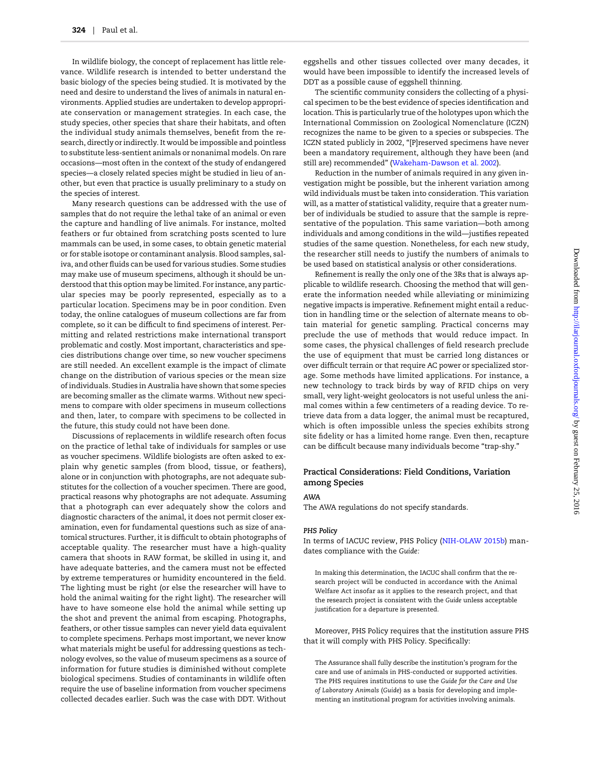In wildlife biology, the concept of replacement has little relevance. Wildlife research is intended to better understand the basic biology of the species being studied. It is motivated by the need and desire to understand the lives of animals in natural environments. Applied studies are undertaken to develop appropriate conservation or management strategies. In each case, the study species, other species that share their habitats, and often the individual study animals themselves, benefit from the research, directly or indirectly. It would be impossible and pointless to substitute less-sentient animals or nonanimal models. On rare occasions—most often in the context of the study of endangered species—a closely related species might be studied in lieu of another, but even that practice is usually preliminary to a study on the species of interest.

Many research questions can be addressed with the use of samples that do not require the lethal take of an animal or even the capture and handling of live animals. For instance, molted feathers or fur obtained from scratching posts scented to lure mammals can be used, in some cases, to obtain genetic material or for stable isotope or contaminant analysis. Blood samples, saliva, and other fluids can be used for various studies. Some studies may make use of museum specimens, although it should be understood that this option may be limited. For instance, any particular species may be poorly represented, especially as to a particular location. Specimens may be in poor condition. Even today, the online catalogues of museum collections are far from complete, so it can be difficult to find specimens of interest. Permitting and related restrictions make international transport problematic and costly. Most important, characteristics and species distributions change over time, so new voucher specimens are still needed. An excellent example is the impact of climate change on the distribution of various species or the mean size of individuals. Studies in Australia have shown that some species are becoming smaller as the climate warms. Without new specimens to compare with older specimens in museum collections and then, later, to compare with specimens to be collected in the future, this study could not have been done.

Discussions of replacements in wildlife research often focus on the practice of lethal take of individuals for samples or use as voucher specimens. Wildlife biologists are often asked to explain why genetic samples (from blood, tissue, or feathers), alone or in conjunction with photographs, are not adequate substitutes for the collection of a voucher specimen. There are good, practical reasons why photographs are not adequate. Assuming that a photograph can ever adequately show the colors and diagnostic characters of the animal, it does not permit closer examination, even for fundamental questions such as size of anatomical structures. Further, it is difficult to obtain photographs of acceptable quality. The researcher must have a high-quality camera that shoots in RAW format, be skilled in using it, and have adequate batteries, and the camera must not be effected by extreme temperatures or humidity encountered in the field. The lighting must be right (or else the researcher will have to hold the animal waiting for the right light). The researcher will have to have someone else hold the animal while setting up the shot and prevent the animal from escaping. Photographs, feathers, or other tissue samples can never yield data equivalent to complete specimens. Perhaps most important, we never know what materials might be useful for addressing questions as technology evolves, so the value of museum specimens as a source of information for future studies is diminished without complete biological specimens. Studies of contaminants in wildlife often require the use of baseline information from voucher specimens collected decades earlier. Such was the case with DDT. Without eggshells and other tissues collected over many decades, it would have been impossible to identify the increased levels of DDT as a possible cause of eggshell thinning.

The scientific community considers the collecting of a physical specimen to be the best evidence of species identification and location. This is particularly true of the holotypes upon which the International Commission on Zoological Nomenclature (ICZN) recognizes the name to be given to a species or subspecies. The ICZN stated publicly in 2002, "[P]reserved specimens have never been a mandatory requirement, although they have been (and still are) recommended" (Wakeham-Dawson et al. 2002).

Reduction in the number of animals required in any given investigation might be possible, but the inherent variation among wild individuals must be taken into consideration. This variation will, as a matter of statistical validity, require that a greater number of individuals be studied to assure that the sample is representative of the population. This same variation—both among individuals and among conditions in the wild—justifies repeated studies of the same question. Nonetheless, for each new study, the researcher still needs to justify the numbers of animals to be used based on statistical analysis or other considerations.

Refinement is really the only one of the 3Rs that is always applicable to wildlife research. Choosing the method that will generate the information needed while alleviating or minimizing negative impacts is imperative. Refinement might entail a reduction in handling time or the selection of alternate means to obtain material for genetic sampling. Practical concerns may preclude the use of methods that would reduce impact. In some cases, the physical challenges of field research preclude the use of equipment that must be carried long distances or over difficult terrain or that require AC power or specialized storage. Some methods have limited applications. For instance, a new technology to track birds by way of RFID chips on very small, very light-weight geolocators is not useful unless the animal comes within a few centimeters of a reading device. To retrieve data from a data logger, the animal must be recaptured, which is often impossible unless the species exhibits strong site fidelity or has a limited home range. Even then, recapture can be difficult because many individuals become "trap-shy."

## Practical Considerations: Field Conditions, Variation among Species

### *AWA*

The AWA regulations do not specify standards.

### *PHS Policy*

In terms of IACUC review, PHS Policy (NIH-OLAW 2015b) mandates compliance with the *Guide:*

> In making this determination, the IACUC shall confirm that the research project will be conducted in accordance with the Animal Welfare Act insofar as it applies to the research project, and that the research project is consistent with the *Guide* unless acceptable justification for a departure is presented.

Moreover, PHS Policy requires that the institution assure PHS that it will comply with PHS Policy. Specifically:

> The Assurance shall fully describe the institution's program for the care and use of animals in PHS-conducted or supported activities. The PHS requires institutions to use the *Guide for the Care and Use of Laboratory Animals* (*Guide*) as a basis for developing and implementing an institutional program for activities involving animals.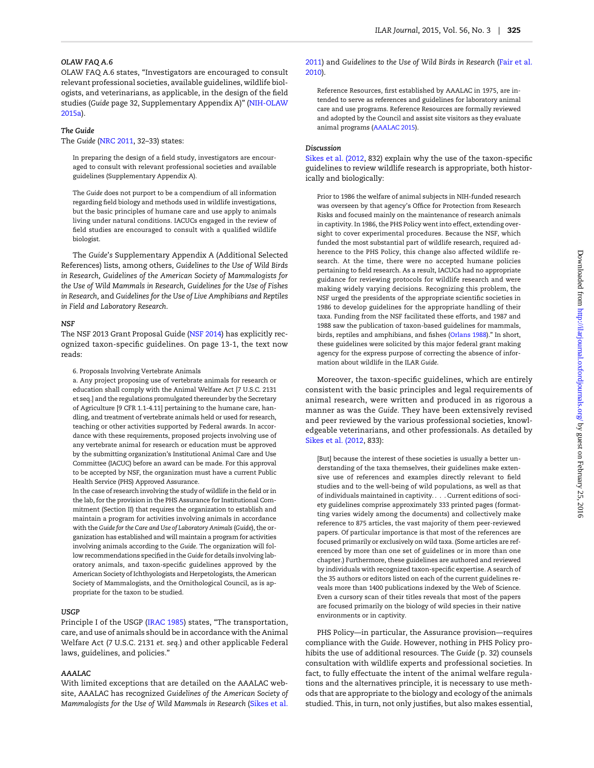#### OLAW FAQ A.6

OLAW FAQ A.6 states, "Investigators are encouraged to consult relevant professional societies, available guidelines, wildlife biologists, and veterinarians, as applicable, in the design of the field studies (*Guide* page 32, Supplementary Appendix A)" (NIH-OLAW 2015a).

#### The Guide

The *Guide* (NRC 2011, 32–33) states:

> In preparing the design of a field study, investigators are encouraged to consult with relevant professional societies and available guidelines (Supplementary Appendix A).
>
> The *Guide* does not purport to be a compendium of all information regarding field biology and methods used in wildlife investigations, but the basic principles of humane care and use apply to animals living under natural conditions. IACUCs engaged in the review of field studies are encouraged to consult with a qualified wildlife biologist.

The *Guide*'s Supplementary Appendix A (Additional Selected References) lists, among others, *Guidelines to the Use of Wild Birds in Research*, *Guidelines of the American Society of Mammalogists for the Use of Wild Mammals in Research*, *Guidelines for the Use of Fishes in Research*, and *Guidelines for the Use of Live Amphibians and Reptiles in Field and Laboratory Research*.

#### NSF

The NSF 2013 Grant Proposal Guide (NSF 2014) has explicitly recognized taxon-specific guidelines. On page 13-1, the text now reads:

> 6. Proposals Involving Vertebrate Animals
>
> a. Any project proposing use of vertebrate animals for research or education shall comply with the Animal Welfare Act [7 U.S.C. 2131 et seq.] and the regulations promulgated thereunder by the Secretary of Agriculture [9 CFR 1.1-4.11] pertaining to the humane care, handling, and treatment of vertebrate animals held or used for research, teaching or other activities supported by Federal awards. In accordance with these requirements, proposed projects involving use of any vertebrate animal for research or education must be approved by the submitting organization's Institutional Animal Care and Use Committee (IACUC) before an award can be made. For this approval to be accepted by NSF, the organization must have a current Public Health Service (PHS) Approved Assurance.
>
> In the case of research involving the study of wildlife in the field or in the lab, for the provision in the PHS Assurance for Institutional Commitment (Section II) that requires the organization to establish and maintain a program for activities involving animals in accordance with the *Guide for the Care and Use of Laboratory Animals* (*Guide*), the organization has established and will maintain a program for activities involving animals according to the *Guide*. The organization will follow recommendations specified in the *Guide* for details involving laboratory animals, and taxon-specific guidelines approved by the American Society of Ichthyologists and Herpetologists, the American Society of Mammalogists, and the Ornithological Council, as is appropriate for the taxon to be studied.

#### USGP

Principle I of the USGP (IRAC 1985) states, "The transportation, care, and use of animals should be in accordance with the Animal Welfare Act (7 U.S.C. 2131 *et. seq.*) and other applicable Federal laws, guidelines, and policies."

#### AAALAC

With limited exceptions that are detailed on the AAALAC website, AAALAC has recognized *Guidelines of the American Society of Mammalogists for the Use of Wild Mammals in Research* (Sikes et al. 2011) and *Guidelines to the Use of Wild Birds in Research* (Fair et al. 2010).

> Reference Resources, first established by AAALAC in 1975, are intended to serve as references and guidelines for laboratory animal care and use programs. Reference Resources are formally reviewed and adopted by the Council and assist site visitors as they evaluate animal programs (AAALAC 2015).

#### Discussion

Sikes et al. (2012, 832) explain why the use of the taxon-specific guidelines to review wildlife research is appropriate, both historically and biologically:

> Prior to 1986 the welfare of animal subjects in NIH-funded research was overseen by that agency's Office for Protection from Research Risks and focused mainly on the maintenance of research animals in captivity. In 1986, the PHS Policy went into effect, extending oversight to cover experimental procedures. Because the NSF, which funded the most substantial part of wildlife research, required adherence to the PHS Policy, this change also affected wildlife research. At the time, there were no accepted humane policies pertaining to field research. As a result, IACUCs had no appropriate guidance for reviewing protocols for wildlife research and were making widely varying decisions. Recognizing this problem, the NSF urged the presidents of the appropriate scientific societies in 1986 to develop guidelines for the appropriate handling of their taxa. Funding from the NSF facilitated these efforts, and 1987 and 1988 saw the publication of taxon-based guidelines for mammals, birds, reptiles and amphibians, and fishes (Orlans 1988)." In short, these guidelines were solicited by this major federal grant making agency for the express purpose of correcting the absence of information about wildlife in the ILAR *Guide*.

Moreover, the taxon-specific guidelines, which are entirely consistent with the basic principles and legal requirements of animal research, were written and produced in as rigorous a manner as was the *Guide*. They have been extensively revised and peer reviewed by the various professional societies, knowledgeable veterinarians, and other professionals. As detailed by Sikes et al. (2012, 833):

> [But] because the interest of these societies is usually a better understanding of the taxa themselves, their guidelines make extensive use of references and examples directly relevant to field studies and to the well-being of wild populations, as well as that of individuals maintained in captivity. . . . Current editions of society guidelines comprise approximately 333 printed pages (formatting varies widely among the documents) and collectively make reference to 875 articles, the vast majority of them peer-reviewed papers. Of particular importance is that most of the references are focused primarily or exclusively on wild taxa. (Some articles are referenced by more than one set of guidelines or in more than one chapter.) Furthermore, these guidelines are authored and reviewed by individuals with recognized taxon-specific expertise. A search of the 35 authors or editors listed on each of the current guidelines reveals more than 1400 publications indexed by the Web of Science. Even a cursory scan of their titles reveals that most of the papers are focused primarily on the biology of wild species in their native environments or in captivity.

PHS Policy—in particular, the Assurance provision—requires compliance with the *Guide*. However, nothing in PHS Policy prohibits the use of additional resources. The *Guide* (p. 32) counsels consultation with wildlife experts and professional societies. In fact, to fully effectuate the intent of the animal welfare regulations and the alternatives principle, it is necessary to use methods that are appropriate to the biology and ecology of the animals studied. This, in turn, not only justifies, but also makes essential,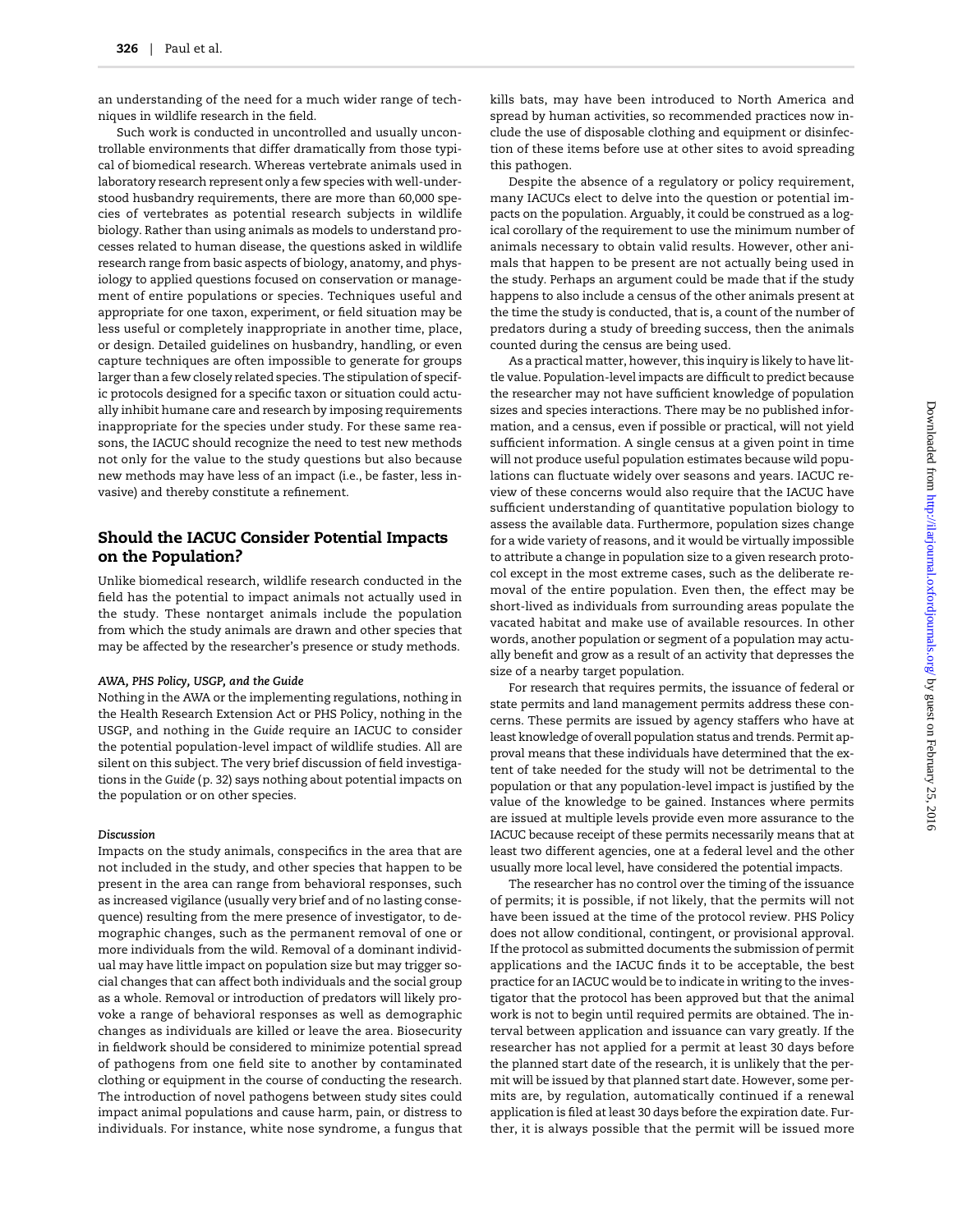an understanding of the need for a much wider range of techniques in wildlife research in the field.

Such work is conducted in uncontrolled and usually uncontrollable environments that differ dramatically from those typical of biomedical research. Whereas vertebrate animals used in laboratory research represent only a few species with well-understood husbandry requirements, there are more than 60,000 species of vertebrates as potential research subjects in wildlife biology. Rather than using animals as models to understand processes related to human disease, the questions asked in wildlife research range from basic aspects of biology, anatomy, and physiology to applied questions focused on conservation or management of entire populations or species. Techniques useful and appropriate for one taxon, experiment, or field situation may be less useful or completely inappropriate in another time, place, or design. Detailed guidelines on husbandry, handling, or even capture techniques are often impossible to generate for groups larger than a few closely related species. The stipulation of specific protocols designed for a specific taxon or situation could actually inhibit humane care and research by imposing requirements inappropriate for the species under study. For these same reasons, the IACUC should recognize the need to test new methods not only for the value to the study questions but also because new methods may have less of an impact (i.e., be faster, less invasive) and thereby constitute a refinement.

## Should the IACUC Consider Potential Impacts on the Population?

Unlike biomedical research, wildlife research conducted in the field has the potential to impact animals not actually used in the study. These nontarget animals include the population from which the study animals are drawn and other species that may be affected by the researcher's presence or study methods.

#### *AWA, PHS Policy, USGP, and the Guide*

Nothing in the AWA or the implementing regulations, nothing in the Health Research Extension Act or PHS Policy, nothing in the USGP, and nothing in the *Guide* require an IACUC to consider the potential population-level impact of wildlife studies. All are silent on this subject. The very brief discussion of field investigations in the *Guide* (p. 32) says nothing about potential impacts on the population or on other species.

#### *Discussion*

Impacts on the study animals, conspecifics in the area that are not included in the study, and other species that happen to be present in the area can range from behavioral responses, such as increased vigilance (usually very brief and of no lasting consequence) resulting from the mere presence of investigator, to demographic changes, such as the permanent removal of one or more individuals from the wild. Removal of a dominant individual may have little impact on population size but may trigger social changes that can affect both individuals and the social group as a whole. Removal or introduction of predators will likely provoke a range of behavioral responses as well as demographic changes as individuals are killed or leave the area. Biosecurity in fieldwork should be considered to minimize potential spread of pathogens from one field site to another by contaminated clothing or equipment in the course of conducting the research. The introduction of novel pathogens between study sites could impact animal populations and cause harm, pain, or distress to individuals. For instance, white nose syndrome, a fungus that kills bats, may have been introduced to North America and spread by human activities, so recommended practices now include the use of disposable clothing and equipment or disinfection of these items before use at other sites to avoid spreading this pathogen.

Despite the absence of a regulatory or policy requirement, many IACUCs elect to delve into the question or potential impacts on the population. Arguably, it could be construed as a logical corollary of the requirement to use the minimum number of animals necessary to obtain valid results. However, other animals that happen to be present are not actually being used in the study. Perhaps an argument could be made that if the study happens to also include a census of the other animals present at the time the study is conducted, that is, a count of the number of predators during a study of breeding success, then the animals counted during the census are being used.

As a practical matter, however, this inquiry is likely to have little value. Population-level impacts are difficult to predict because the researcher may not have sufficient knowledge of population sizes and species interactions. There may be no published information, and a census, even if possible or practical, will not yield sufficient information. A single census at a given point in time will not produce useful population estimates because wild populations can fluctuate widely over seasons and years. IACUC review of these concerns would also require that the IACUC have sufficient understanding of quantitative population biology to assess the available data. Furthermore, population sizes change for a wide variety of reasons, and it would be virtually impossible to attribute a change in population size to a given research protocol except in the most extreme cases, such as the deliberate removal of the entire population. Even then, the effect may be short-lived as individuals from surrounding areas populate the vacated habitat and make use of available resources. In other words, another population or segment of a population may actually benefit and grow as a result of an activity that depresses the size of a nearby target population.

For research that requires permits, the issuance of federal or state permits and land management permits address these concerns. These permits are issued by agency staffers who have at least knowledge of overall population status and trends. Permit approval means that these individuals have determined that the extent of take needed for the study will not be detrimental to the population or that any population-level impact is justified by the value of the knowledge to be gained. Instances where permits are issued at multiple levels provide even more assurance to the IACUC because receipt of these permits necessarily means that at least two different agencies, one at a federal level and the other usually more local level, have considered the potential impacts.

The researcher has no control over the timing of the issuance of permits; it is possible, if not likely, that the permits will not have been issued at the time of the protocol review. PHS Policy does not allow conditional, contingent, or provisional approval. If the protocol as submitted documents the submission of permit applications and the IACUC finds it to be acceptable, the best practice for an IACUC would be to indicate in writing to the investigator that the protocol has been approved but that the animal work is not to begin until required permits are obtained. The interval between application and issuance can vary greatly. If the researcher has not applied for a permit at least 30 days before the planned start date of the research, it is unlikely that the permit will be issued by that planned start date. However, some permits are, by regulation, automatically continued if a renewal application is filed at least 30 days before the expiration date. Further, it is always possible that the permit will be issued more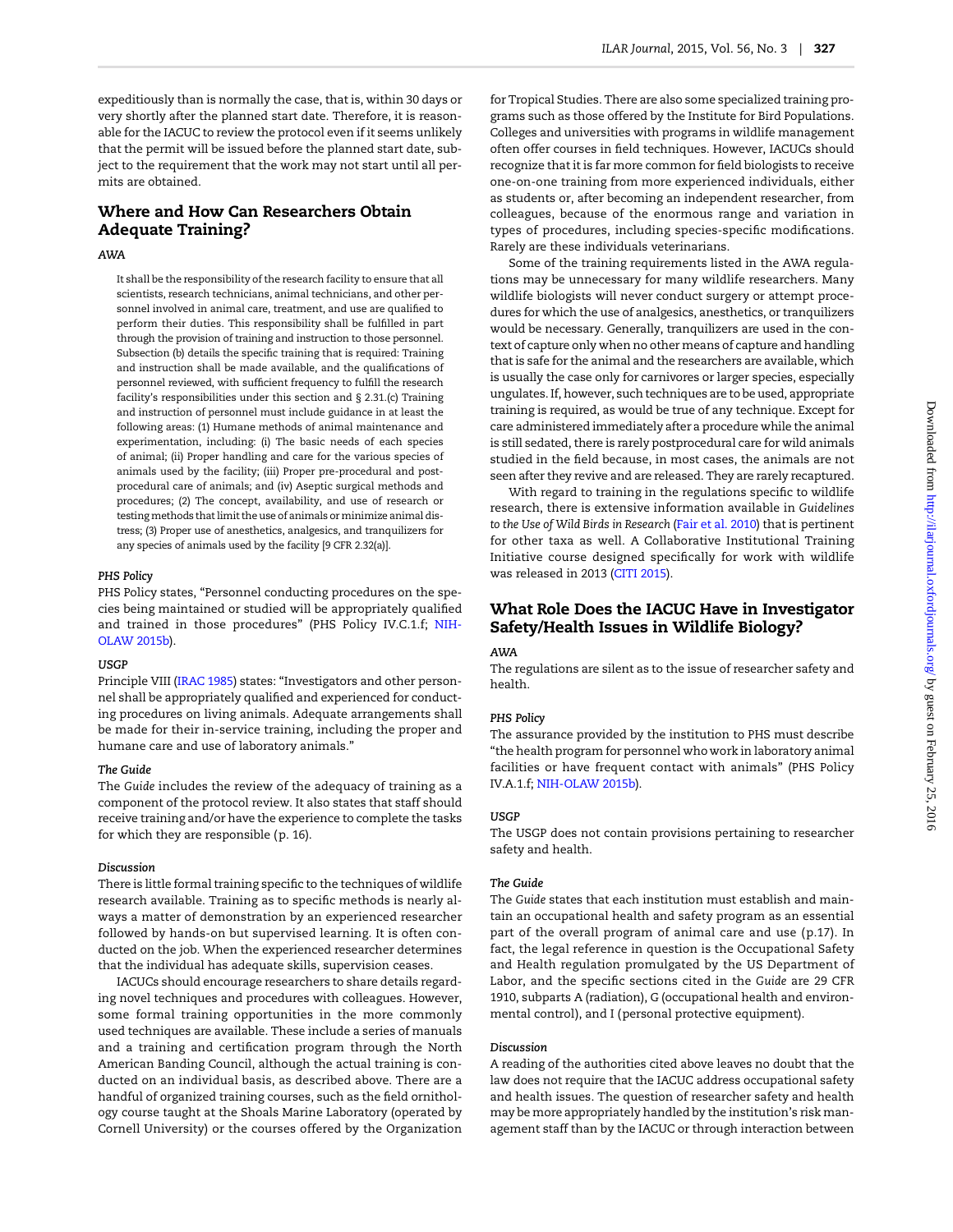expeditiously than is normally the case, that is, within 30 days or very shortly after the planned start date. Therefore, it is reasonable for the IACUC to review the protocol even if it seems unlikely that the permit will be issued before the planned start date, subject to the requirement that the work may not start until all permits are obtained.

## Where and How Can Researchers Obtain Adequate Training?

### AWA

> It shall be the responsibility of the research facility to ensure that all scientists, research technicians, animal technicians, and other personnel involved in animal care, treatment, and use are qualified to perform their duties. This responsibility shall be fulfilled in part through the provision of training and instruction to those personnel. Subsection (b) details the specific training that is required: Training and instruction shall be made available, and the qualifications of personnel reviewed, with sufficient frequency to fulfill the research facility's responsibilities under this section and § 2.31.(c) Training and instruction of personnel must include guidance in at least the following areas: (1) Humane methods of animal maintenance and experimentation, including: (i) The basic needs of each species of animal; (ii) Proper handling and care for the various species of animals used by the facility; (iii) Proper pre-procedural and post-procedural care of animals; and (iv) Aseptic surgical methods and procedures; (2) The concept, availability, and use of research or testing methods that limit the use of animals or minimize animal distress; (3) Proper use of anesthetics, analgesics, and tranquilizers for any species of animals used by the facility [9 CFR 2.32(a)].

### PHS Policy

PHS Policy states, "Personnel conducting procedures on the species being maintained or studied will be appropriately qualified and trained in those procedures" (PHS Policy IV.C.1.f; NIH-OLAW 2015b).

### USGP

Principle VIII (IRAC 1985) states: "Investigators and other personnel shall be appropriately qualified and experienced for conducting procedures on living animals. Adequate arrangements shall be made for their in-service training, including the proper and humane care and use of laboratory animals."

### The Guide

The *Guide* includes the review of the adequacy of training as a component of the protocol review. It also states that staff should receive training and/or have the experience to complete the tasks for which they are responsible (p. 16).

### Discussion

There is little formal training specific to the techniques of wildlife research available. Training as to specific methods is nearly always a matter of demonstration by an experienced researcher followed by hands-on but supervised learning. It is often conducted on the job. When the experienced researcher determines that the individual has adequate skills, supervision ceases.

IACUCs should encourage researchers to share details regarding novel techniques and procedures with colleagues. However, some formal training opportunities in the more commonly used techniques are available. These include a series of manuals and a training and certification program through the North American Banding Council, although the actual training is conducted on an individual basis, as described above. There are a handful of organized training courses, such as the field ornithology course taught at the Shoals Marine Laboratory (operated by Cornell University) or the courses offered by the Organization for Tropical Studies. There are also some specialized training programs such as those offered by the Institute for Bird Populations. Colleges and universities with programs in wildlife management often offer courses in field techniques. However, IACUCs should recognize that it is far more common for field biologists to receive one-on-one training from more experienced individuals, either as students or, after becoming an independent researcher, from colleagues, because of the enormous range and variation in types of procedures, including species-specific modifications. Rarely are these individuals veterinarians.

Some of the training requirements listed in the AWA regulations may be unnecessary for many wildlife researchers. Many wildlife biologists will never conduct surgery or attempt procedures for which the use of analgesics, anesthetics, or tranquilizers would be necessary. Generally, tranquilizers are used in the context of capture only when no other means of capture and handling that is safe for the animal and the researchers are available, which is usually the case only for carnivores or larger species, especially ungulates. If, however, such techniques are to be used, appropriate training is required, as would be true of any technique. Except for care administered immediately after a procedure while the animal is still sedated, there is rarely postprocedural care for wild animals studied in the field because, in most cases, the animals are not seen after they revive and are released. They are rarely recaptured.

With regard to training in the regulations specific to wildlife research, there is extensive information available in *Guidelines to the Use of Wild Birds in Research* (Fair et al. 2010) that is pertinent for other taxa as well. A Collaborative Institutional Training Initiative course designed specifically for work with wildlife was released in 2013 (CITI 2015).

## What Role Does the IACUC Have in Investigator Safety/Health Issues in Wildlife Biology?

### AWA

The regulations are silent as to the issue of researcher safety and health.

### PHS Policy

The assurance provided by the institution to PHS must describe "the health program for personnel who work in laboratory animal facilities or have frequent contact with animals" (PHS Policy IV.A.1.f; NIH-OLAW 2015b).

### USGP

The USGP does not contain provisions pertaining to researcher safety and health.

### The Guide

The *Guide* states that each institution must establish and maintain an occupational health and safety program as an essential part of the overall program of animal care and use (p.17). In fact, the legal reference in question is the Occupational Safety and Health regulation promulgated by the US Department of Labor, and the specific sections cited in the *Guide* are 29 CFR 1910, subparts A (radiation), G (occupational health and environmental control), and I (personal protective equipment).

### Discussion

A reading of the authorities cited above leaves no doubt that the law does not require that the IACUC address occupational safety and health issues. The question of researcher safety and health may be more appropriately handled by the institution's risk management staff than by the IACUC or through interaction between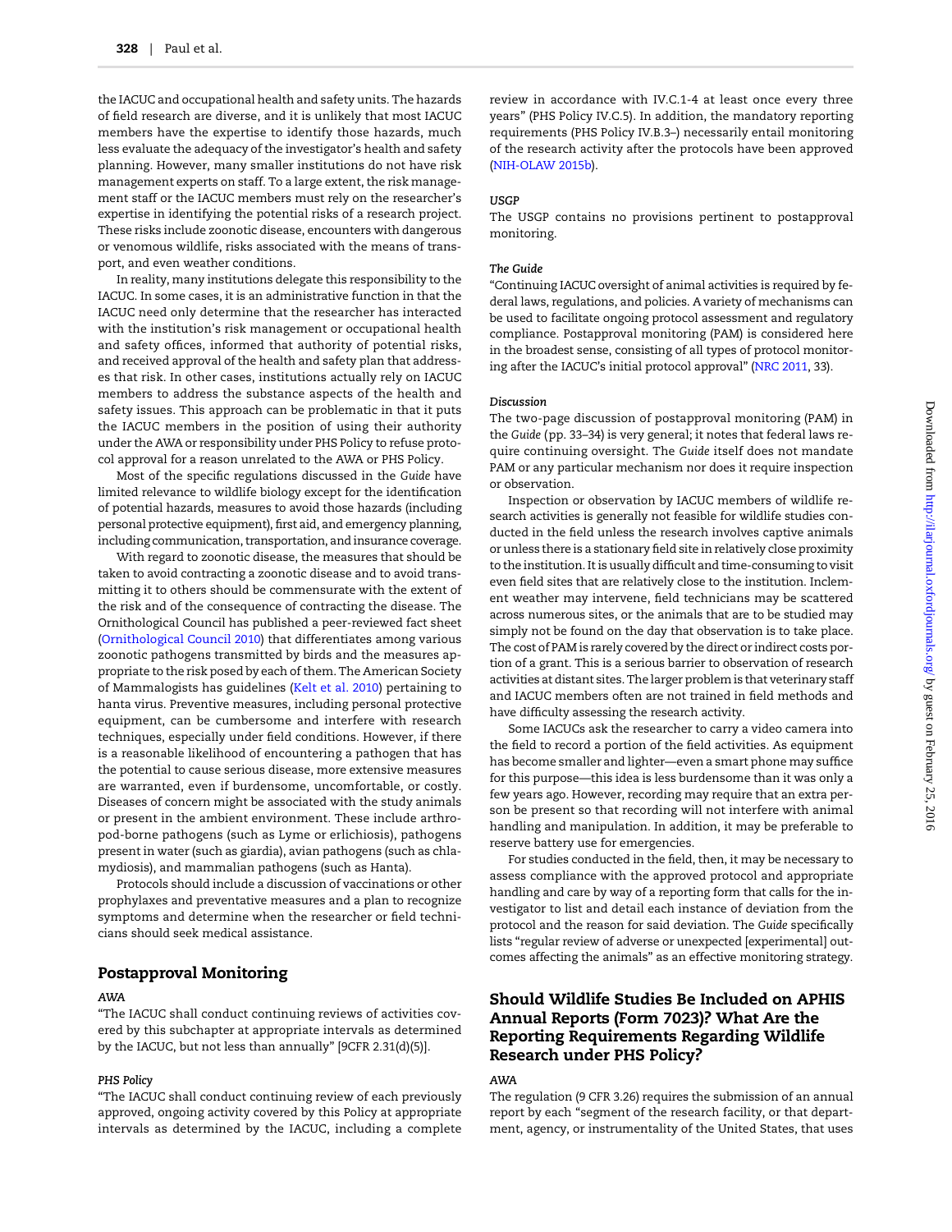the IACUC and occupational health and safety units. The hazards of field research are diverse, and it is unlikely that most IACUC members have the expertise to identify those hazards, much less evaluate the adequacy of the investigator's health and safety planning. However, many smaller institutions do not have risk management experts on staff. To a large extent, the risk management staff or the IACUC members must rely on the researcher's expertise in identifying the potential risks of a research project. These risks include zoonotic disease, encounters with dangerous or venomous wildlife, risks associated with the means of transport, and even weather conditions.

In reality, many institutions delegate this responsibility to the IACUC. In some cases, it is an administrative function in that the IACUC need only determine that the researcher has interacted with the institution's risk management or occupational health and safety offices, informed that authority of potential risks, and received approval of the health and safety plan that addresses that risk. In other cases, institutions actually rely on IACUC members to address the substance aspects of the health and safety issues. This approach can be problematic in that it puts the IACUC members in the position of using their authority under the AWA or responsibility under PHS Policy to refuse protocol approval for a reason unrelated to the AWA or PHS Policy.

Most of the specific regulations discussed in the *Guide* have limited relevance to wildlife biology except for the identification of potential hazards, measures to avoid those hazards (including personal protective equipment), first aid, and emergency planning, including communication, transportation, and insurance coverage.

With regard to zoonotic disease, the measures that should be taken to avoid contracting a zoonotic disease and to avoid transmitting it to others should be commensurate with the extent of the risk and of the consequence of contracting the disease. The Ornithological Council has published a peer-reviewed fact sheet (Ornithological Council 2010) that differentiates among various zoonotic pathogens transmitted by birds and the measures appropriate to the risk posed by each of them. The American Society of Mammalogists has guidelines (Kelt et al. 2010) pertaining to hanta virus. Preventive measures, including personal protective equipment, can be cumbersome and interfere with research techniques, especially under field conditions. However, if there is a reasonable likelihood of encountering a pathogen that has the potential to cause serious disease, more extensive measures are warranted, even if burdensome, uncomfortable, or costly. Diseases of concern might be associated with the study animals or present in the ambient environment. These include arthropod-borne pathogens (such as Lyme or erlichiosis), pathogens present in water (such as giardia), avian pathogens (such as chlamydiosis), and mammalian pathogens (such as Hanta).

Protocols should include a discussion of vaccinations or other prophylaxes and preventative measures and a plan to recognize symptoms and determine when the researcher or field technicians should seek medical assistance.

## Postapproval Monitoring

#### *AWA*

"The IACUC shall conduct continuing reviews of activities covered by this subchapter at appropriate intervals as determined by the IACUC, but not less than annually" [9CFR 2.31(d)(5)].

#### *PHS Policy*

"The IACUC shall conduct continuing review of each previously approved, ongoing activity covered by this Policy at appropriate intervals as determined by the IACUC, including a complete review in accordance with IV.C.1-4 at least once every three years" (PHS Policy IV.C.5). In addition, the mandatory reporting requirements (PHS Policy IV.B.3–) necessarily entail monitoring of the research activity after the protocols have been approved (NIH-OLAW 2015b).

#### *USGP*

The USGP contains no provisions pertinent to postapproval monitoring.

#### *The Guide*

"Continuing IACUC oversight of animal activities is required by federal laws, regulations, and policies. A variety of mechanisms can be used to facilitate ongoing protocol assessment and regulatory compliance. Postapproval monitoring (PAM) is considered here in the broadest sense, consisting of all types of protocol monitoring after the IACUC's initial protocol approval" (NRC 2011, 33).

#### *Discussion*

The two-page discussion of postapproval monitoring (PAM) in the *Guide* (pp. 33–34) is very general; it notes that federal laws require continuing oversight. The *Guide* itself does not mandate PAM or any particular mechanism nor does it require inspection or observation.

Inspection or observation by IACUC members of wildlife research activities is generally not feasible for wildlife studies conducted in the field unless the research involves captive animals or unless there is a stationary field site in relatively close proximity to the institution. It is usually difficult and time-consuming to visit even field sites that are relatively close to the institution. Inclement weather may intervene, field technicians may be scattered across numerous sites, or the animals that are to be studied may simply not be found on the day that observation is to take place. The cost of PAM is rarely covered by the direct or indirect costs portion of a grant. This is a serious barrier to observation of research activities at distant sites. The larger problem is that veterinary staff and IACUC members often are not trained in field methods and have difficulty assessing the research activity.

Some IACUCs ask the researcher to carry a video camera into the field to record a portion of the field activities. As equipment has become smaller and lighter—even a smart phone may suffice for this purpose—this idea is less burdensome than it was only a few years ago. However, recording may require that an extra person be present so that recording will not interfere with animal handling and manipulation. In addition, it may be preferable to reserve battery use for emergencies.

For studies conducted in the field, then, it may be necessary to assess compliance with the approved protocol and appropriate handling and care by way of a reporting form that calls for the investigator to list and detail each instance of deviation from the protocol and the reason for said deviation. The *Guide* specifically lists "regular review of adverse or unexpected [experimental] outcomes affecting the animals" as an effective monitoring strategy.

## Should Wildlife Studies Be Included on APHIS Annual Reports (Form 7023)? What Are the Reporting Requirements Regarding Wildlife Research under PHS Policy?

#### *AWA*

The regulation (9 CFR 3.26) requires the submission of an annual report by each "segment of the research facility, or that department, agency, or instrumentality of the United States, that uses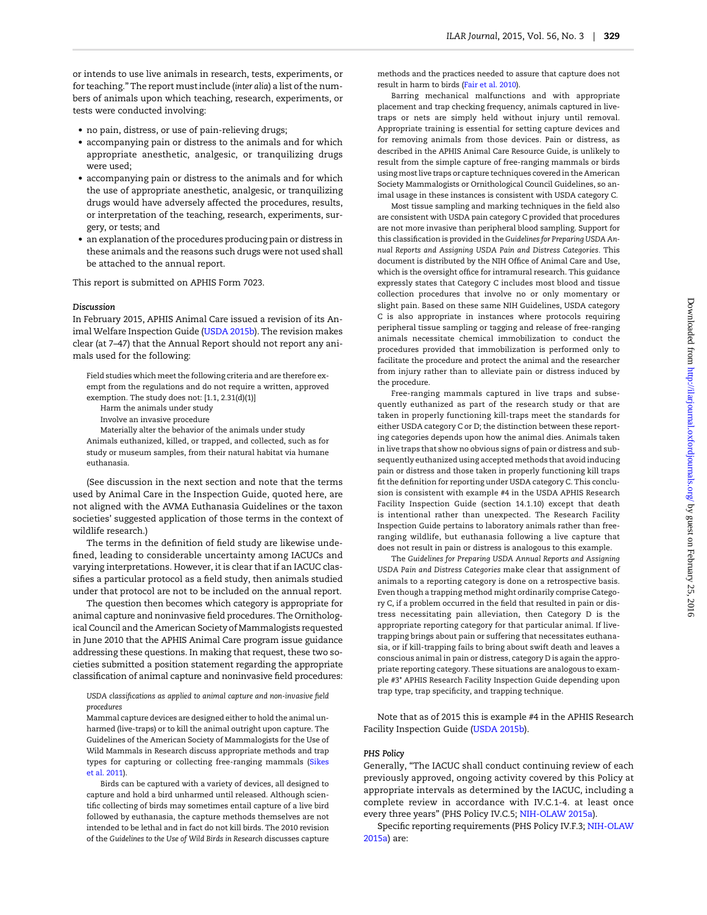or intends to use live animals in research, tests, experiments, or for teaching." The report must include (*inter alia*) a list of the numbers of animals upon which teaching, research, experiments, or tests were conducted involving:

- no pain, distress, or use of pain-relieving drugs;
- accompanying pain or distress to the animals and for which appropriate anesthetic, analgesic, or tranquilizing drugs were used;
- accompanying pain or distress to the animals and for which the use of appropriate anesthetic, analgesic, or tranquilizing drugs would have adversely affected the procedures, results, or interpretation of the teaching, research, experiments, surgery, or tests; and
- an explanation of the procedures producing pain or distress in these animals and the reasons such drugs were not used shall be attached to the annual report.

This report is submitted on APHIS Form 7023.

#### *Discussion*

In February 2015, APHIS Animal Care issued a revision of its Animal Welfare Inspection Guide (USDA 2015b). The revision makes clear (at 7–47) that the Annual Report should not report any animals used for the following:

> Field studies which meet the following criteria and are therefore exempt from the regulations and do not require a written, approved exemption. The study does not: [1.1, 2.31(d)(1)]
>
> Harm the animals under study
>
> Involve an invasive procedure
>
> Materially alter the behavior of the animals under study
>
> Animals euthanized, killed, or trapped, and collected, such as for study or museum samples, from their natural habitat via humane euthanasia.

(See discussion in the next section and note that the terms used by Animal Care in the Inspection Guide, quoted here, are not aligned with the AVMA Euthanasia Guidelines or the taxon societies' suggested application of those terms in the context of wildlife research.)

The terms in the definition of field study are likewise undefined, leading to considerable uncertainty among IACUCs and varying interpretations. However, it is clear that if an IACUC classifies a particular protocol as a field study, then animals studied under that protocol are not to be included on the annual report.

The question then becomes which category is appropriate for animal capture and noninvasive field procedures. The Ornithological Council and the American Society of Mammalogists requested in June 2010 that the APHIS Animal Care program issue guidance addressing these questions. In making that request, these two societies submitted a position statement regarding the appropriate classification of animal capture and noninvasive field procedures:

> *USDA classifications as applied to animal capture and non-invasive field procedures*
>
> Mammal capture devices are designed either to hold the animal unharmed (live-traps) or to kill the animal outright upon capture. The Guidelines of the American Society of Mammalogists for the Use of Wild Mammals in Research discuss appropriate methods and trap types for capturing or collecting free-ranging mammals (Sikes et al. 2011).
>
> Birds can be captured with a variety of devices, all designed to capture and hold a bird unharmed until released. Although scientific collecting of birds may sometimes entail capture of a live bird followed by euthanasia, the capture methods themselves are not intended to be lethal and in fact do not kill birds. The 2010 revision of the *Guidelines to the Use of Wild Birds in Research* discusses capture methods and the practices needed to assure that capture does not result in harm to birds (Fair et al. 2010).
>
> Barring mechanical malfunctions and with appropriate placement and trap checking frequency, animals captured in live-traps or nets are simply held without injury until removal. Appropriate training is essential for setting capture devices and for removing animals from those devices. Pain or distress, as described in the APHIS Animal Care Resource Guide, is unlikely to result from the simple capture of free-ranging mammals or birds using most live traps or capture techniques covered in the American Society Mammalogists or Ornithological Council Guidelines, so animal usage in these instances is consistent with USDA category C.
>
> Most tissue sampling and marking techniques in the field also are consistent with USDA pain category C provided that procedures are not more invasive than peripheral blood sampling. Support for this classification is provided in the *Guidelines for Preparing USDA Annual Reports and Assigning USDA Pain and Distress Categories*. This document is distributed by the NIH Office of Animal Care and Use, which is the oversight office for intramural research. This guidance expressly states that Category C includes most blood and tissue collection procedures that involve no or only momentary or slight pain. Based on these same NIH Guidelines, USDA category C is also appropriate in instances where protocols requiring peripheral tissue sampling or tagging and release of free-ranging animals necessitate chemical immobilization to conduct the procedures provided that immobilization is performed only to facilitate the procedure and protect the animal and the researcher from injury rather than to alleviate pain or distress induced by the procedure.
>
> Free-ranging mammals captured in live traps and subsequently euthanized as part of the research study or that are taken in properly functioning kill-traps meet the standards for either USDA category C or D; the distinction between these reporting categories depends upon how the animal dies. Animals taken in live traps that show no obvious signs of pain or distress and subsequently euthanized using accepted methods that avoid inducing pain or distress and those taken in properly functioning kill traps fit the definition for reporting under USDA category C. This conclusion is consistent with example #4 in the USDA APHIS Research Facility Inspection Guide (section 14.1.10) except that death is intentional rather than unexpected. The Research Facility Inspection Guide pertains to laboratory animals rather than free-ranging wildlife, but euthanasia following a live capture that does not result in pain or distress is analogous to this example.
>
> The *Guidelines for Preparing USDA Annual Reports and Assigning USDA Pain and Distress Categories* make clear that assignment of animals to a reporting category is done on a retrospective basis. Even though a trapping method might ordinarily comprise Category C, if a problem occurred in the field that resulted in pain or distress necessitating pain alleviation, then Category D is the appropriate reporting category for that particular animal. If live-trapping brings about pain or suffering that necessitates euthanasia, or if kill-trapping fails to bring about swift death and leaves a conscious animal in pain or distress, category D is again the appropriate reporting category. These situations are analogous to example #3* APHIS Research Facility Inspection Guide depending upon trap type, trap specificity, and trapping technique.

Note that as of 2015 this is example #4 in the APHIS Research Facility Inspection Guide (USDA 2015b).

#### *PHS Policy*

Generally, "The IACUC shall conduct continuing review of each previously approved, ongoing activity covered by this Policy at appropriate intervals as determined by the IACUC, including a complete review in accordance with IV.C.1-4. at least once every three years" (PHS Policy IV.C.5; NIH-OLAW 2015a).

Specific reporting requirements (PHS Policy IV.F.3; NIH-OLAW 2015a) are: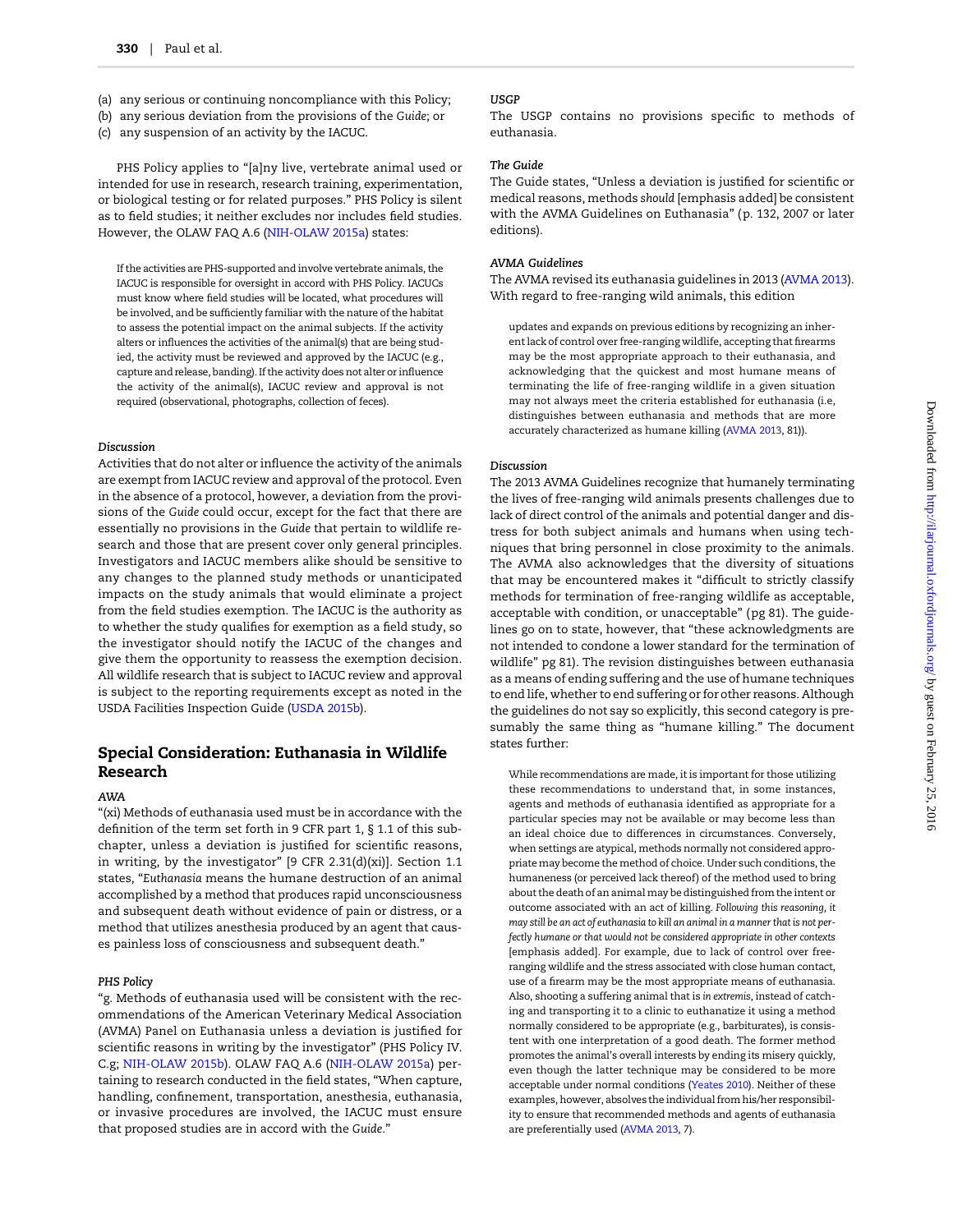(a) any serious or continuing noncompliance with this Policy;
(b) any serious deviation from the provisions of the *Guide*; or
(c) any suspension of an activity by the IACUC.

PHS Policy applies to "[a]ny live, vertebrate animal used or intended for use in research, research training, experimentation, or biological testing or for related purposes." PHS Policy is silent as to field studies; it neither excludes nor includes field studies. However, the OLAW FAQ A.6 (NIH-OLAW 2015a) states:

> If the activities are PHS-supported and involve vertebrate animals, the IACUC is responsible for oversight in accord with PHS Policy. IACUCs must know where field studies will be located, what procedures will be involved, and be sufficiently familiar with the nature of the habitat to assess the potential impact on the animal subjects. If the activity alters or influences the activities of the animal(s) that are being studied, the activity must be reviewed and approved by the IACUC (e.g., capture and release, banding). If the activity does not alter or influence the activity of the animal(s), IACUC review and approval is not required (observational, photographs, collection of feces).

#### *Discussion*

Activities that do not alter or influence the activity of the animals are exempt from IACUC review and approval of the protocol. Even in the absence of a protocol, however, a deviation from the provisions of the *Guide* could occur, except for the fact that there are essentially no provisions in the *Guide* that pertain to wildlife research and those that are present cover only general principles. Investigators and IACUC members alike should be sensitive to any changes to the planned study methods or unanticipated impacts on the study animals that would eliminate a project from the field studies exemption. The IACUC is the authority as to whether the study qualifies for exemption as a field study, so the investigator should notify the IACUC of the changes and give them the opportunity to reassess the exemption decision. All wildlife research that is subject to IACUC review and approval is subject to the reporting requirements except as noted in the USDA Facilities Inspection Guide (USDA 2015b).

## Special Consideration: Euthanasia in Wildlife Research

#### *AWA*

"(xi) Methods of euthanasia used must be in accordance with the definition of the term set forth in 9 CFR part 1, § 1.1 of this subchapter, unless a deviation is justified for scientific reasons, in writing, by the investigator" [9 CFR 2.31(d)(xi)]. Section 1.1 states, "*Euthanasia* means the humane destruction of an animal accomplished by a method that produces rapid unconsciousness and subsequent death without evidence of pain or distress, or a method that utilizes anesthesia produced by an agent that causes painless loss of consciousness and subsequent death."

#### *PHS Policy*

"g. Methods of euthanasia used will be consistent with the recommendations of the American Veterinary Medical Association (AVMA) Panel on Euthanasia unless a deviation is justified for scientific reasons in writing by the investigator" (PHS Policy IV. C.g; NIH-OLAW 2015b). OLAW FAQ A.6 (NIH-OLAW 2015a) pertaining to research conducted in the field states, "When capture, handling, confinement, transportation, anesthesia, euthanasia, or invasive procedures are involved, the IACUC must ensure that proposed studies are in accord with the *Guide*."

#### *USGP*

The USGP contains no provisions specific to methods of euthanasia.

#### *The Guide*

The Guide states, "Unless a deviation is justified for scientific or medical reasons, methods *should* [emphasis added] be consistent with the AVMA Guidelines on Euthanasia" (p. 132, 2007 or later editions).

#### *AVMA Guidelines*

The AVMA revised its euthanasia guidelines in 2013 (AVMA 2013). With regard to free-ranging wild animals, this edition

> updates and expands on previous editions by recognizing an inherent lack of control over free-ranging wildlife, accepting that firearms may be the most appropriate approach to their euthanasia, and acknowledging that the quickest and most humane means of terminating the life of free-ranging wildlife in a given situation may not always meet the criteria established for euthanasia (i.e, distinguishes between euthanasia and methods that are more accurately characterized as humane killing (AVMA 2013, 81)).

#### *Discussion*

The 2013 AVMA Guidelines recognize that humanely terminating the lives of free-ranging wild animals presents challenges due to lack of direct control of the animals and potential danger and distress for both subject animals and humans when using techniques that bring personnel in close proximity to the animals. The AVMA also acknowledges that the diversity of situations that may be encountered makes it "difficult to strictly classify methods for termination of free-ranging wildlife as acceptable, acceptable with condition, or unacceptable" (pg 81). The guidelines go on to state, however, that "these acknowledgments are not intended to condone a lower standard for the termination of wildlife" pg 81). The revision distinguishes between euthanasia as a means of ending suffering and the use of humane techniques to end life, whether to end suffering or for other reasons. Although the guidelines do not say so explicitly, this second category is presumably the same thing as "humane killing." The document states further:

> While recommendations are made, it is important for those utilizing these recommendations to understand that, in some instances, agents and methods of euthanasia identified as appropriate for a particular species may not be available or may become less than an ideal choice due to differences in circumstances. Conversely, when settings are atypical, methods normally not considered appropriate may become the method of choice. Under such conditions, the humaneness (or perceived lack thereof) of the method used to bring about the death of an animal may be distinguished from the intent or outcome associated with an act of killing. *Following this reasoning, it may still be an act of euthanasia to kill an animal in a manner that is not perfectly humane or that would not be considered appropriate in other contexts* [emphasis added]. For example, due to lack of control over free-ranging wildlife and the stress associated with close human contact, use of a firearm may be the most appropriate means of euthanasia. Also, shooting a suffering animal that is *in extremis*, instead of catching and transporting it to a clinic to euthanatize it using a method normally considered to be appropriate (e.g., barbiturates), is consistent with one interpretation of a good death. The former method promotes the animal's overall interests by ending its misery quickly, even though the latter technique may be considered to be more acceptable under normal conditions (Yeates 2010). Neither of these examples, however, absolves the individual from his/her responsibility to ensure that recommended methods and agents of euthanasia are preferentially used (AVMA 2013, 7).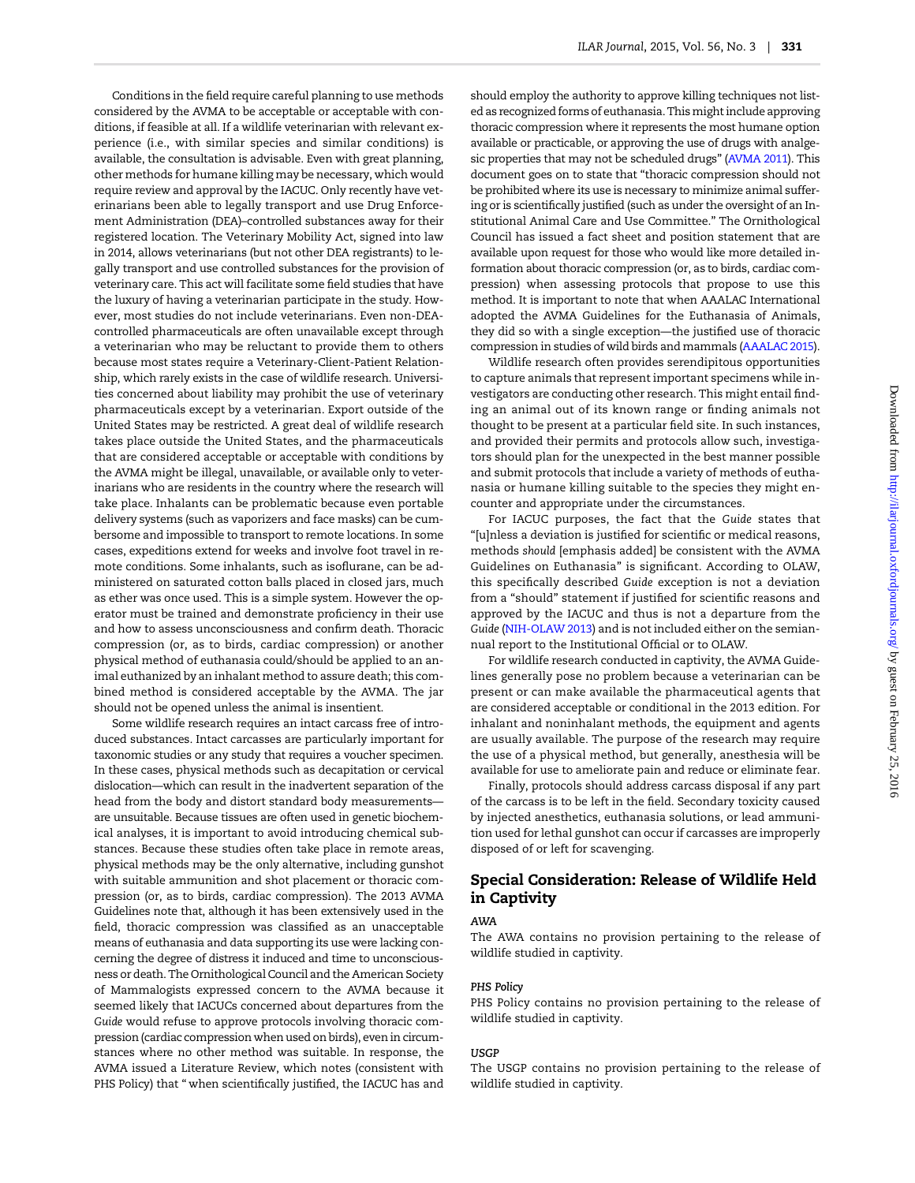Conditions in the field require careful planning to use methods considered by the AVMA to be acceptable or acceptable with conditions, if feasible at all. If a wildlife veterinarian with relevant experience (i.e., with similar species and similar conditions) is available, the consultation is advisable. Even with great planning, other methods for humane killing may be necessary, which would require review and approval by the IACUC. Only recently have veterinarians been able to legally transport and use Drug Enforcement Administration (DEA)–controlled substances away for their registered location. The Veterinary Mobility Act, signed into law in 2014, allows veterinarians (but not other DEA registrants) to legally transport and use controlled substances for the provision of veterinary care. This act will facilitate some field studies that have the luxury of having a veterinarian participate in the study. However, most studies do not include veterinarians. Even non-DEA-controlled pharmaceuticals are often unavailable except through a veterinarian who may be reluctant to provide them to others because most states require a Veterinary-Client-Patient Relationship, which rarely exists in the case of wildlife research. Universities concerned about liability may prohibit the use of veterinary pharmaceuticals except by a veterinarian. Export outside of the United States may be restricted. A great deal of wildlife research takes place outside the United States, and the pharmaceuticals that are considered acceptable or acceptable with conditions by the AVMA might be illegal, unavailable, or available only to veterinarians who are residents in the country where the research will take place. Inhalants can be problematic because even portable delivery systems (such as vaporizers and face masks) can be cumbersome and impossible to transport to remote locations. In some cases, expeditions extend for weeks and involve foot travel in remote conditions. Some inhalants, such as isoflurane, can be administered on saturated cotton balls placed in closed jars, much as ether was once used. This is a simple system. However the operator must be trained and demonstrate proficiency in their use and how to assess unconsciousness and confirm death. Thoracic compression (or, as to birds, cardiac compression) or another physical method of euthanasia could/should be applied to an animal euthanized by an inhalant method to assure death; this combined method is considered acceptable by the AVMA. The jar should not be opened unless the animal is insentient.

Some wildlife research requires an intact carcass free of introduced substances. Intact carcasses are particularly important for taxonomic studies or any study that requires a voucher specimen. In these cases, physical methods such as decapitation or cervical dislocation—which can result in the inadvertent separation of the head from the body and distort standard body measurements—are unsuitable. Because tissues are often used in genetic biochemical analyses, it is important to avoid introducing chemical substances. Because these studies often take place in remote areas, physical methods may be the only alternative, including gunshot with suitable ammunition and shot placement or thoracic compression (or, as to birds, cardiac compression). The 2013 AVMA Guidelines note that, although it has been extensively used in the field, thoracic compression was classified as an unacceptable means of euthanasia and data supporting its use were lacking concerning the degree of distress it induced and time to unconsciousness or death. The Ornithological Council and the American Society of Mammalogists expressed concern to the AVMA because it seemed likely that IACUCs concerned about departures from the *Guide* would refuse to approve protocols involving thoracic compression (cardiac compression when used on birds), even in circumstances where no other method was suitable. In response, the AVMA issued a Literature Review, which notes (consistent with PHS Policy) that " when scientifically justified, the IACUC has and should employ the authority to approve killing techniques not listed as recognized forms of euthanasia. This might include approving thoracic compression where it represents the most humane option available or practicable, or approving the use of drugs with analgesic properties that may not be scheduled drugs" (AVMA 2011). This document goes on to state that "thoracic compression should not be prohibited where its use is necessary to minimize animal suffering or is scientifically justified (such as under the oversight of an Institutional Animal Care and Use Committee." The Ornithological Council has issued a fact sheet and position statement that are available upon request for those who would like more detailed information about thoracic compression (or, as to birds, cardiac compression) when assessing protocols that propose to use this method. It is important to note that when AAALAC International adopted the AVMA Guidelines for the Euthanasia of Animals, they did so with a single exception—the justified use of thoracic compression in studies of wild birds and mammals (AAALAC 2015).

Wildlife research often provides serendipitous opportunities to capture animals that represent important specimens while investigators are conducting other research. This might entail finding an animal out of its known range or finding animals not thought to be present at a particular field site. In such instances, and provided their permits and protocols allow such, investigators should plan for the unexpected in the best manner possible and submit protocols that include a variety of methods of euthanasia or humane killing suitable to the species they might encounter and appropriate under the circumstances.

For IACUC purposes, the fact that the *Guide* states that "[u]nless a deviation is justified for scientific or medical reasons, methods *should* [emphasis added] be consistent with the AVMA Guidelines on Euthanasia" is significant. According to OLAW, this specifically described *Guide* exception is not a deviation from a "should" statement if justified for scientific reasons and approved by the IACUC and thus is not a departure from the *Guide* (NIH-OLAW 2013) and is not included either on the semiannual report to the Institutional Official or to OLAW.

For wildlife research conducted in captivity, the AVMA Guidelines generally pose no problem because a veterinarian can be present or can make available the pharmaceutical agents that are considered acceptable or conditional in the 2013 edition. For inhalant and noninhalant methods, the equipment and agents are usually available. The purpose of the research may require the use of a physical method, but generally, anesthesia will be available for use to ameliorate pain and reduce or eliminate fear.

Finally, protocols should address carcass disposal if any part of the carcass is to be left in the field. Secondary toxicity caused by injected anesthetics, euthanasia solutions, or lead ammunition used for lethal gunshot can occur if carcasses are improperly disposed of or left for scavenging.

## Special Consideration: Release of Wildlife Held in Captivity

### *AWA*

The AWA contains no provision pertaining to the release of wildlife studied in captivity.

### *PHS Policy*

PHS Policy contains no provision pertaining to the release of wildlife studied in captivity.

### *USGP*

The USGP contains no provision pertaining to the release of wildlife studied in captivity.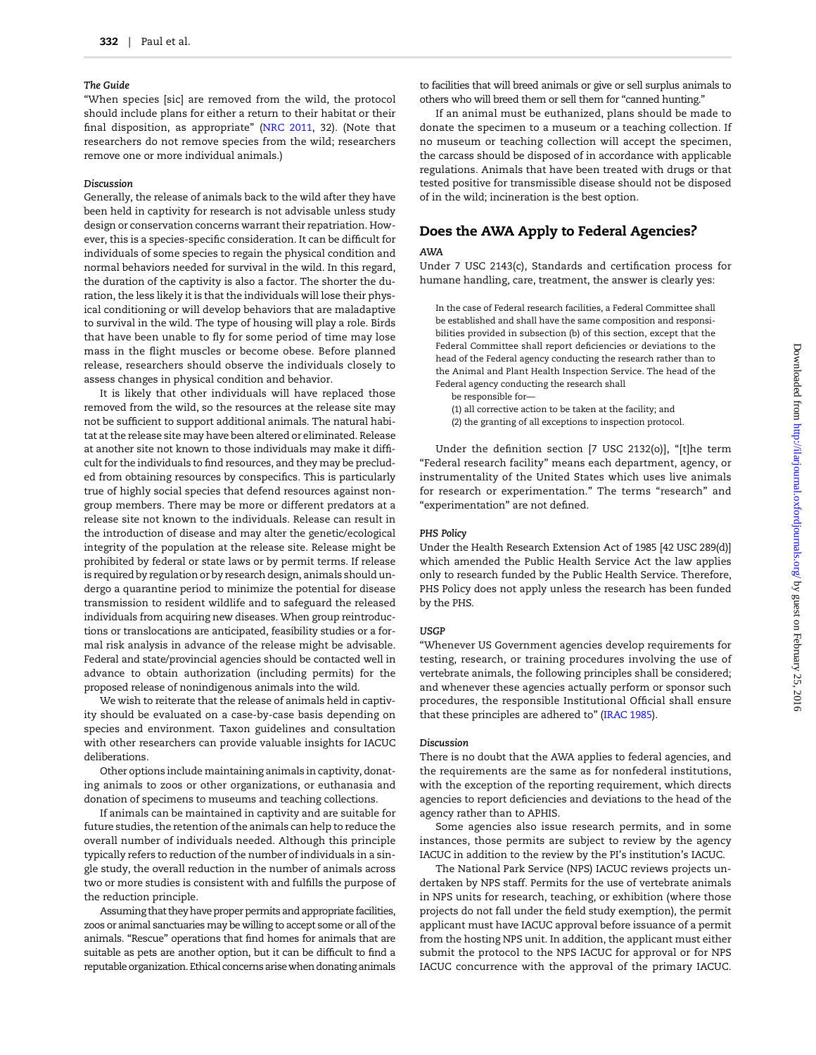#### *The Guide*

"When species [sic] are removed from the wild, the protocol should include plans for either a return to their habitat or their final disposition, as appropriate" (NRC 2011, 32). (Note that researchers do not remove species from the wild; researchers remove one or more individual animals.)

#### *Discussion*

Generally, the release of animals back to the wild after they have been held in captivity for research is not advisable unless study design or conservation concerns warrant their repatriation. However, this is a species-specific consideration. It can be difficult for individuals of some species to regain the physical condition and normal behaviors needed for survival in the wild. In this regard, the duration of the captivity is also a factor. The shorter the duration, the less likely it is that the individuals will lose their physical conditioning or will develop behaviors that are maladaptive to survival in the wild. The type of housing will play a role. Birds that have been unable to fly for some period of time may lose mass in the flight muscles or become obese. Before planned release, researchers should observe the individuals closely to assess changes in physical condition and behavior.

It is likely that other individuals will have replaced those removed from the wild, so the resources at the release site may not be sufficient to support additional animals. The natural habitat at the release site may have been altered or eliminated. Release at another site not known to those individuals may make it difficult for the individuals to find resources, and they may be precluded from obtaining resources by conspecifics. This is particularly true of highly social species that defend resources against nongroup members. There may be more or different predators at a release site not known to the individuals. Release can result in the introduction of disease and may alter the genetic/ecological integrity of the population at the release site. Release might be prohibited by federal or state laws or by permit terms. If release is required by regulation or by research design, animals should undergo a quarantine period to minimize the potential for disease transmission to resident wildlife and to safeguard the released individuals from acquiring new diseases. When group reintroductions or translocations are anticipated, feasibility studies or a formal risk analysis in advance of the release might be advisable. Federal and state/provincial agencies should be contacted well in advance to obtain authorization (including permits) for the proposed release of nonindigenous animals into the wild.

We wish to reiterate that the release of animals held in captivity should be evaluated on a case-by-case basis depending on species and environment. Taxon guidelines and consultation with other researchers can provide valuable insights for IACUC deliberations.

Other options include maintaining animals in captivity, donating animals to zoos or other organizations, or euthanasia and donation of specimens to museums and teaching collections.

If animals can be maintained in captivity and are suitable for future studies, the retention of the animals can help to reduce the overall number of individuals needed. Although this principle typically refers to reduction of the number of individuals in a single study, the overall reduction in the number of animals across two or more studies is consistent with and fulfills the purpose of the reduction principle.

Assuming that they have proper permits and appropriate facilities, zoos or animal sanctuaries may be willing to accept some or all of the animals. "Rescue" operations that find homes for animals that are suitable as pets are another option, but it can be difficult to find a reputable organization. Ethical concerns arise when donating animals to facilities that will breed animals or give or sell surplus animals to others who will breed them or sell them for "canned hunting."

If an animal must be euthanized, plans should be made to donate the specimen to a museum or a teaching collection. If no museum or teaching collection will accept the specimen, the carcass should be disposed of in accordance with applicable regulations. Animals that have been treated with drugs or that tested positive for transmissible disease should not be disposed of in the wild; incineration is the best option.

## Does the AWA Apply to Federal Agencies?

#### *AWA*

Under 7 USC 2143(c), Standards and certification process for humane handling, care, treatment, the answer is clearly yes:

> In the case of Federal research facilities, a Federal Committee shall be established and shall have the same composition and responsibilities provided in subsection (b) of this section, except that the Federal Committee shall report deficiencies or deviations to the head of the Federal agency conducting the research rather than to the Animal and Plant Health Inspection Service. The head of the Federal agency conducting the research shall
>
> be responsible for—
>
> (1) all corrective action to be taken at the facility; and
>
> (2) the granting of all exceptions to inspection protocol.

Under the definition section [7 USC 2132(o)], "[t]he term "Federal research facility" means each department, agency, or instrumentality of the United States which uses live animals for research or experimentation." The terms "research" and "experimentation" are not defined.

#### *PHS Policy*

Under the Health Research Extension Act of 1985 [42 USC 289(d)] which amended the Public Health Service Act the law applies only to research funded by the Public Health Service. Therefore, PHS Policy does not apply unless the research has been funded by the PHS.

#### *USGP*

"Whenever US Government agencies develop requirements for testing, research, or training procedures involving the use of vertebrate animals, the following principles shall be considered; and whenever these agencies actually perform or sponsor such procedures, the responsible Institutional Official shall ensure that these principles are adhered to" (IRAC 1985).

#### *Discussion*

There is no doubt that the AWA applies to federal agencies, and the requirements are the same as for nonfederal institutions, with the exception of the reporting requirement, which directs agencies to report deficiencies and deviations to the head of the agency rather than to APHIS.

Some agencies also issue research permits, and in some instances, those permits are subject to review by the agency IACUC in addition to the review by the PI's institution's IACUC.

The National Park Service (NPS) IACUC reviews projects undertaken by NPS staff. Permits for the use of vertebrate animals in NPS units for research, teaching, or exhibition (where those projects do not fall under the field study exemption), the permit applicant must have IACUC approval before issuance of a permit from the hosting NPS unit. In addition, the applicant must either submit the protocol to the NPS IACUC for approval or for NPS IACUC concurrence with the approval of the primary IACUC.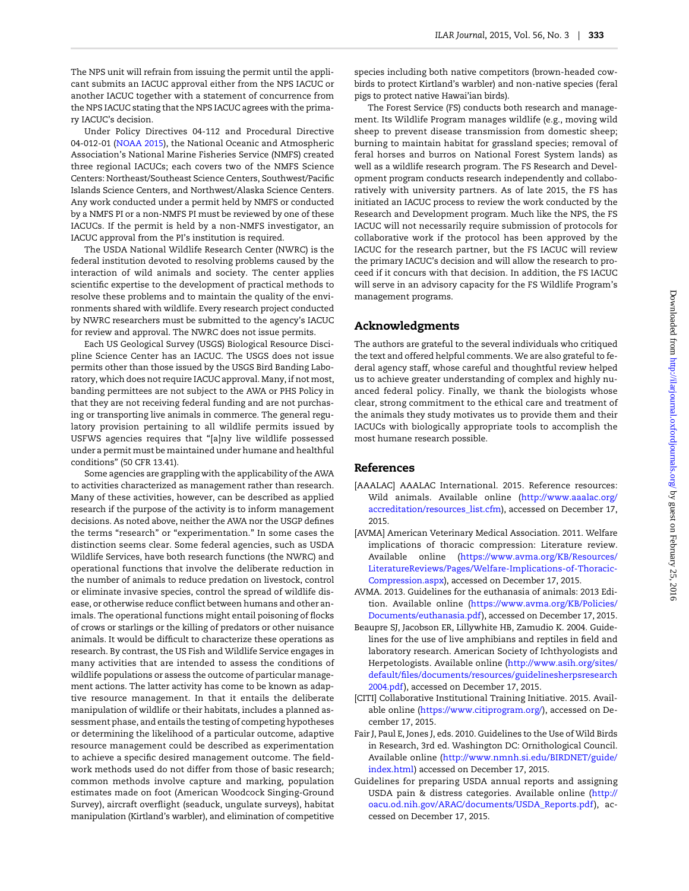The NPS unit will refrain from issuing the permit until the applicant submits an IACUC approval either from the NPS IACUC or another IACUC together with a statement of concurrence from the NPS IACUC stating that the NPS IACUC agrees with the primary IACUC's decision.

Under Policy Directives 04-112 and Procedural Directive 04-012-01 (NOAA 2015), the National Oceanic and Atmospheric Association's National Marine Fisheries Service (NMFS) created three regional IACUCs; each covers two of the NMFS Science Centers: Northeast/Southeast Science Centers, Southwest/Pacific Islands Science Centers, and Northwest/Alaska Science Centers. Any work conducted under a permit held by NMFS or conducted by a NMFS PI or a non-NMFS PI must be reviewed by one of these IACUCs. If the permit is held by a non-NMFS investigator, an IACUC approval from the PI's institution is required.

The USDA National Wildlife Research Center (NWRC) is the federal institution devoted to resolving problems caused by the interaction of wild animals and society. The center applies scientific expertise to the development of practical methods to resolve these problems and to maintain the quality of the environments shared with wildlife. Every research project conducted by NWRC researchers must be submitted to the agency's IACUC for review and approval. The NWRC does not issue permits.

Each US Geological Survey (USGS) Biological Resource Discipline Science Center has an IACUC. The USGS does not issue permits other than those issued by the USGS Bird Banding Laboratory, which does not require IACUC approval. Many, if not most, banding permittees are not subject to the AWA or PHS Policy in that they are not receiving federal funding and are not purchasing or transporting live animals in commerce. The general regulatory provision pertaining to all wildlife permits issued by USFWS agencies requires that "[a]ny live wildlife possessed under a permit must be maintained under humane and healthful conditions" (50 CFR 13.41).

Some agencies are grappling with the applicability of the AWA to activities characterized as management rather than research. Many of these activities, however, can be described as applied research if the purpose of the activity is to inform management decisions. As noted above, neither the AWA nor the USGP defines the terms "research" or "experimentation." In some cases the distinction seems clear. Some federal agencies, such as USDA Wildlife Services, have both research functions (the NWRC) and operational functions that involve the deliberate reduction in the number of animals to reduce predation on livestock, control or eliminate invasive species, control the spread of wildlife disease, or otherwise reduce conflict between humans and other animals. The operational functions might entail poisoning of flocks of crows or starlings or the killing of predators or other nuisance animals. It would be difficult to characterize these operations as research. By contrast, the US Fish and Wildlife Service engages in many activities that are intended to assess the conditions of wildlife populations or assess the outcome of particular management actions. The latter activity has come to be known as adaptive resource management. In that it entails the deliberate manipulation of wildlife or their habitats, includes a planned assessment phase, and entails the testing of competing hypotheses or determining the likelihood of a particular outcome, adaptive resource management could be described as experimentation to achieve a specific desired management outcome. The fieldwork methods used do not differ from those of basic research; common methods involve capture and marking, population estimates made on foot (American Woodcock Singing-Ground Survey), aircraft overflight (seaduck, ungulate surveys), habitat manipulation (Kirtland's warbler), and elimination of competitive species including both native competitors (brown-headed cowbirds to protect Kirtland's warbler) and non-native species (feral pigs to protect native Hawai'ian birds).

The Forest Service (FS) conducts both research and management. Its Wildlife Program manages wildlife (e.g., moving wild sheep to prevent disease transmission from domestic sheep; burning to maintain habitat for grassland species; removal of feral horses and burros on National Forest System lands) as well as a wildlife research program. The FS Research and Development program conducts research independently and collaboratively with university partners. As of late 2015, the FS has initiated an IACUC process to review the work conducted by the Research and Development program. Much like the NPS, the FS IACUC will not necessarily require submission of protocols for collaborative work if the protocol has been approved by the IACUC for the research partner, but the FS IACUC will review the primary IACUC's decision and will allow the research to proceed if it concurs with that decision. In addition, the FS IACUC will serve in an advisory capacity for the FS Wildlife Program's management programs.

## Acknowledgments

The authors are grateful to the several individuals who critiqued the text and offered helpful comments. We are also grateful to federal agency staff, whose careful and thoughtful review helped us to achieve greater understanding of complex and highly nuanced federal policy. Finally, we thank the biologists whose clear, strong commitment to the ethical care and treatment of the animals they study motivates us to provide them and their IACUCs with biologically appropriate tools to accomplish the most humane research possible.

## References

[AAALAC] AAALAC International. 2015. Reference resources: Wild animals. Available online (http://www.aaalac.org/accreditation/resources_list.cfm), accessed on December 17, 2015.

[AVMA] American Veterinary Medical Association. 2011. Welfare implications of thoracic compression: Literature review. Available online (https://www.avma.org/KB/Resources/LiteratureReviews/Pages/Welfare-Implications-of-Thoracic-Compression.aspx), accessed on December 17, 2015.

AVMA. 2013. Guidelines for the euthanasia of animals: 2013 Edition. Available online (https://www.avma.org/KB/Policies/Documents/euthanasia.pdf), accessed on December 17, 2015.

Beaupre SJ, Jacobson ER, Lillywhite HB, Zamudio K. 2004. Guidelines for the use of live amphibians and reptiles in field and laboratory research. American Society of Ichthyologists and Herpetologists. Available online (http://www.asih.org/sites/default/files/documents/resources/guidelinesherpsresearch2004.pdf), accessed on December 17, 2015.

[CITI] Collaborative Institutional Training Initiative. 2015. Available online (https://www.citiprogram.org/), accessed on December 17, 2015.

Fair J, Paul E, Jones J, eds. 2010. Guidelines to the Use of Wild Birds in Research, 3rd ed. Washington DC: Ornithological Council. Available online (http://www.nmnh.si.edu/BIRDNET/guide/index.html) accessed on December 17, 2015.

Guidelines for preparing USDA annual reports and assigning USDA pain & distress categories. Available online (http://oacu.od.nih.gov/ARAC/documents/USDA_Reports.pdf), accessed on December 17, 2015.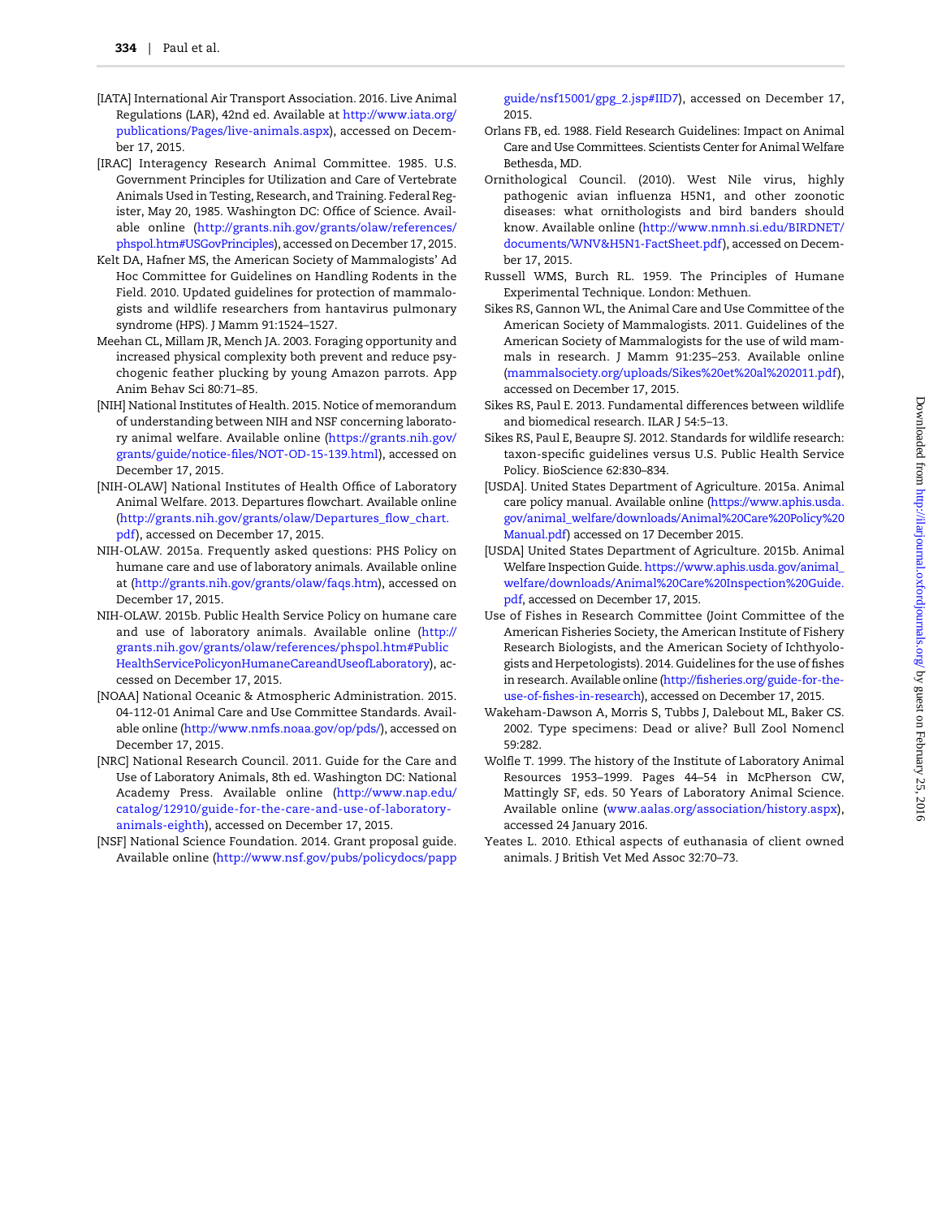[IATA] International Air Transport Association. 2016. Live Animal Regulations (LAR), 42nd ed. Available at http://www.iata.org/publications/Pages/live-animals.aspx), accessed on December 17, 2015.

[IRAC] Interagency Research Animal Committee. 1985. U.S. Government Principles for Utilization and Care of Vertebrate Animals Used in Testing, Research, and Training. Federal Register, May 20, 1985. Washington DC: Office of Science. Available online (http://grants.nih.gov/grants/olaw/references/phspol.htm#USGovPrinciples), accessed on December 17, 2015.

Kelt DA, Hafner MS, the American Society of Mammalogists' Ad Hoc Committee for Guidelines on Handling Rodents in the Field. 2010. Updated guidelines for protection of mammalogists and wildlife researchers from hantavirus pulmonary syndrome (HPS). J Mamm 91:1524–1527.

Meehan CL, Millam JR, Mench JA. 2003. Foraging opportunity and increased physical complexity both prevent and reduce psychogenic feather plucking by young Amazon parrots. App Anim Behav Sci 80:71–85.

[NIH] National Institutes of Health. 2015. Notice of memorandum of understanding between NIH and NSF concerning laboratory animal welfare. Available online (https://grants.nih.gov/grants/guide/notice-files/NOT-OD-15-139.html), accessed on December 17, 2015.

[NIH-OLAW] National Institutes of Health Office of Laboratory Animal Welfare. 2013. Departures flowchart. Available online (http://grants.nih.gov/grants/olaw/Departures_flow_chart.pdf), accessed on December 17, 2015.

NIH-OLAW. 2015a. Frequently asked questions: PHS Policy on humane care and use of laboratory animals. Available online at (http://grants.nih.gov/grants/olaw/faqs.htm), accessed on December 17, 2015.

NIH-OLAW. 2015b. Public Health Service Policy on humane care and use of laboratory animals. Available online (http://grants.nih.gov/grants/olaw/references/phspol.htm#PublicHealthServicePolicyonHumaneCareandUseofLaboratory), accessed on December 17, 2015.

[NOAA] National Oceanic & Atmospheric Administration. 2015. 04-112-01 Animal Care and Use Committee Standards. Available online (http://www.nmfs.noaa.gov/op/pds/), accessed on December 17, 2015.

[NRC] National Research Council. 2011. Guide for the Care and Use of Laboratory Animals, 8th ed. Washington DC: National Academy Press. Available online (http://www.nap.edu/catalog/12910/guide-for-the-care-and-use-of-laboratory-animals-eighth), accessed on December 17, 2015.

[NSF] National Science Foundation. 2014. Grant proposal guide. Available online (http://www.nsf.gov/pubs/policydocs/pappguide/nsf15001/gpg_2.jsp#IID7), accessed on December 17, 2015.

Orlans FB, ed. 1988. Field Research Guidelines: Impact on Animal Care and Use Committees. Scientists Center for Animal Welfare Bethesda, MD.

Ornithological Council. (2010). West Nile virus, highly pathogenic avian influenza H5N1, and other zoonotic diseases: what ornithologists and bird banders should know. Available online (http://www.nmnh.si.edu/BIRDNET/documents/WNV&H5N1-FactSheet.pdf), accessed on December 17, 2015.

Russell WMS, Burch RL. 1959. The Principles of Humane Experimental Technique. London: Methuen.

Sikes RS, Gannon WL, the Animal Care and Use Committee of the American Society of Mammalogists. 2011. Guidelines of the American Society of Mammalogists for the use of wild mammals in research. J Mamm 91:235–253. Available online (mammalsociety.org/uploads/Sikes%20et%20al%202011.pdf), accessed on December 17, 2015.

Sikes RS, Paul E. 2013. Fundamental differences between wildlife and biomedical research. ILAR J 54:5–13.

Sikes RS, Paul E, Beaupre SJ. 2012. Standards for wildlife research: taxon-specific guidelines versus U.S. Public Health Service Policy. BioScience 62:830–834.

[USDA]. United States Department of Agriculture. 2015a. Animal care policy manual. Available online (https://www.aphis.usda.gov/animal_welfare/downloads/Animal%20Care%20Policy%20Manual.pdf) accessed on 17 December 2015.

[USDA] United States Department of Agriculture. 2015b. Animal Welfare Inspection Guide. https://www.aphis.usda.gov/animal_welfare/downloads/Animal%20Care%20Inspection%20Guide.pdf, accessed on December 17, 2015.

Use of Fishes in Research Committee (Joint Committee of the American Fisheries Society, the American Institute of Fishery Research Biologists, and the American Society of Ichthyologists and Herpetologists). 2014. Guidelines for the use of fishes in research. Available online (http://fisheries.org/guide-for-the-use-of-fishes-in-research), accessed on December 17, 2015.

Wakeham-Dawson A, Morris S, Tubbs J, Dalebout ML, Baker CS. 2002. Type specimens: Dead or alive? Bull Zool Nomencl 59:282.

Wolfle T. 1999. The history of the Institute of Laboratory Animal Resources 1953–1999. Pages 44–54 in McPherson CW, Mattingly SF, eds. 50 Years of Laboratory Animal Science. Available online (www.aalas.org/association/history.aspx), accessed 24 January 2016.

Yeates L. 2010. Ethical aspects of euthanasia of client owned animals. J British Vet Med Assoc 32:70–73.